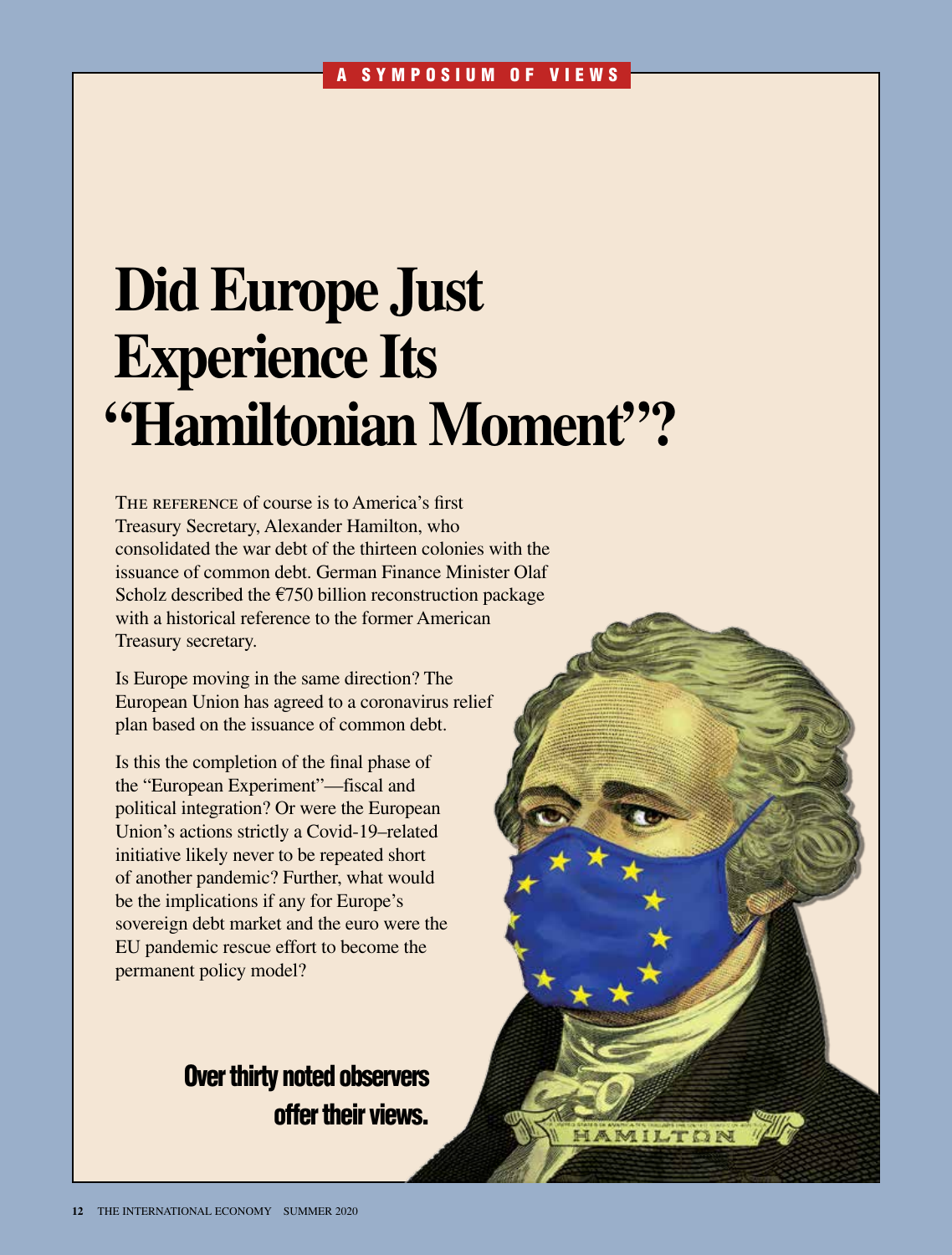A SYMPOSIUM OF VIEWS

# Did Europe Just Experience Its "Hamiltonian Moment"?

THE REFERENCE of course is to America's first Treasury Secretary, Alexander Hamilton, who consolidated the war debt of the thirteen colonies with the issuance of common debt. German Finance Minister Olaf Scholz described the €750 billion reconstruction package with a historical reference to the former American Treasury secretary.

Is Europe moving in the same direction? The European Union has agreed to a coronavirus relief plan based on the issuance of common debt.

Is this the completion of the final phase of the "European Experiment"—fiscal and political integration? Or were the European Union's actions strictly a Covid-19–related initiative likely never to be repeated short of another pandemic? Further, what would be the implications if any for Europe's sovereign debt market and the euro were the EU pandemic rescue effort to become the permanent policy model?

**Over thirty noted observers offer their views.**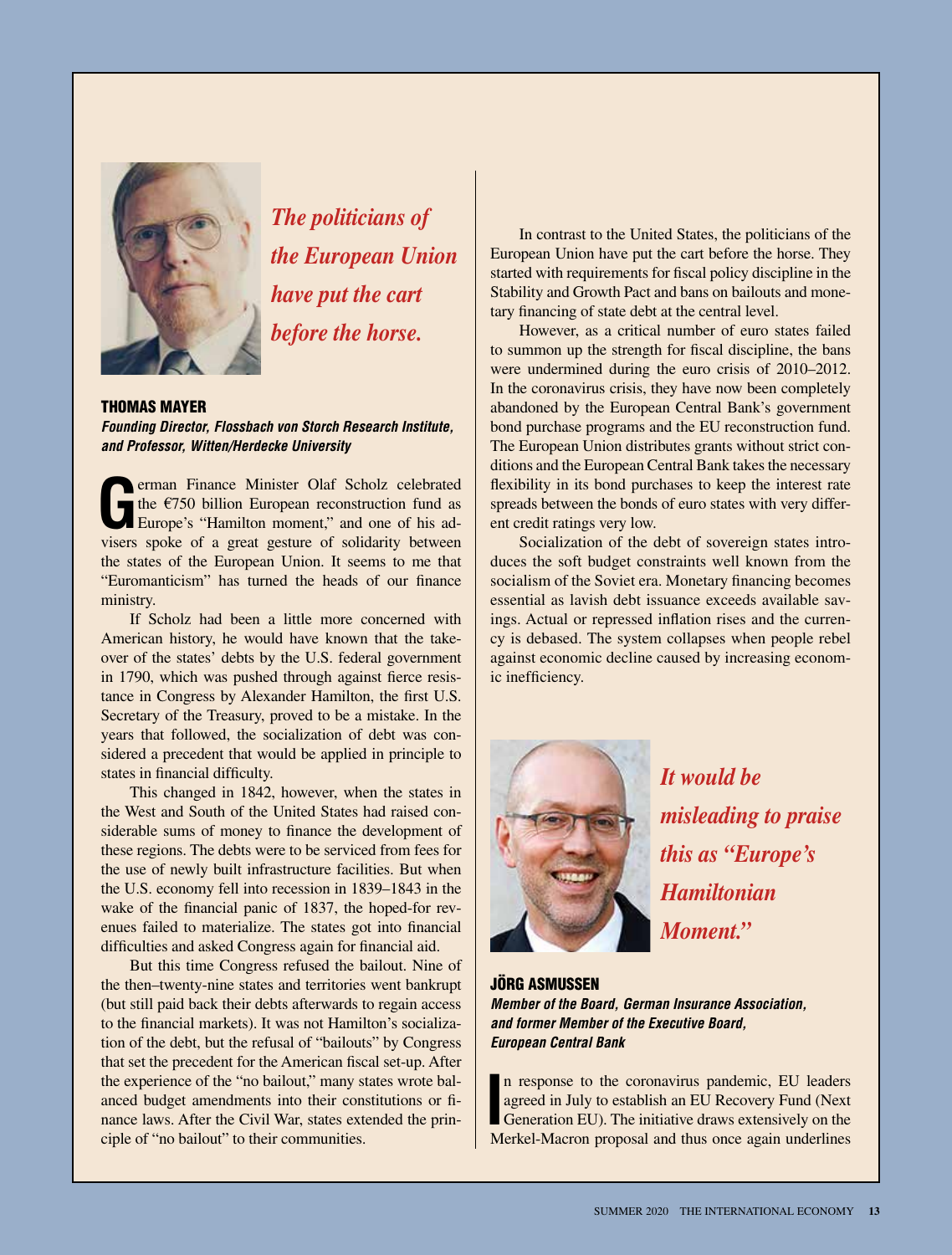*The politicians of the European Union have put the cart before the horse.*

### THOMAS MAYER

***Founding Director, Flossbach von Storch Research Institute, and Professor, Witten/Herdecke University***

German Finance Minister Olaf Scholz celebrated the €750 billion European reconstruction fund as Europe's "Hamilton moment," and one of his advisers spoke of a great gesture of solidarity between the states of the European Union. It seems to me that "Euromanticism" has turned the heads of our finance ministry.

If Scholz had been a little more concerned with American history, he would have known that the takeover of the states' debts by the U.S. federal government in 1790, which was pushed through against fierce resistance in Congress by Alexander Hamilton, the first U.S. Secretary of the Treasury, proved to be a mistake. In the years that followed, the socialization of debt was considered a precedent that would be applied in principle to states in financial difficulty.

This changed in 1842, however, when the states in the West and South of the United States had raised considerable sums of money to finance the development of these regions. The debts were to be serviced from fees for the use of newly built infrastructure facilities. But when the U.S. economy fell into recession in 1839–1843 in the wake of the financial panic of 1837, the hoped-for revenues failed to materialize. The states got into financial difficulties and asked Congress again for financial aid.

But this time Congress refused the bailout. Nine of the then–twenty-nine states and territories went bankrupt (but still paid back their debts afterwards to regain access to the financial markets). It was not Hamilton's socialization of the debt, but the refusal of "bailouts" by Congress that set the precedent for the American fiscal set-up. After the experience of the "no bailout," many states wrote balanced budget amendments into their constitutions or finance laws. After the Civil War, states extended the principle of "no bailout" to their communities.

In contrast to the United States, the politicians of the European Union have put the cart before the horse. They started with requirements for fiscal policy discipline in the Stability and Growth Pact and bans on bailouts and monetary financing of state debt at the central level.

However, as a critical number of euro states failed to summon up the strength for fiscal discipline, the bans were undermined during the euro crisis of 2010–2012. In the coronavirus crisis, they have now been completely abandoned by the European Central Bank's government bond purchase programs and the EU reconstruction fund. The European Union distributes grants without strict conditions and the European Central Bank takes the necessary flexibility in its bond purchases to keep the interest rate spreads between the bonds of euro states with very different credit ratings very low.

Socialization of the debt of sovereign states introduces the soft budget constraints well known from the socialism of the Soviet era. Monetary financing becomes essential as lavish debt issuance exceeds available savings. Actual or repressed inflation rises and the currency is debased. The system collapses when people rebel against economic decline caused by increasing economic inefficiency.

*It would be misleading to praise this as "Europe's Hamiltonian Moment."*

### JÖRG ASMUSSEN

***Member of the Board, German Insurance Association, and former Member of the Executive Board, European Central Bank***

In response to the coronavirus pandemic, EU leaders agreed in July to establish an EU Recovery Fund (Next Generation EU). The initiative draws extensively on the Merkel-Macron proposal and thus once again underlines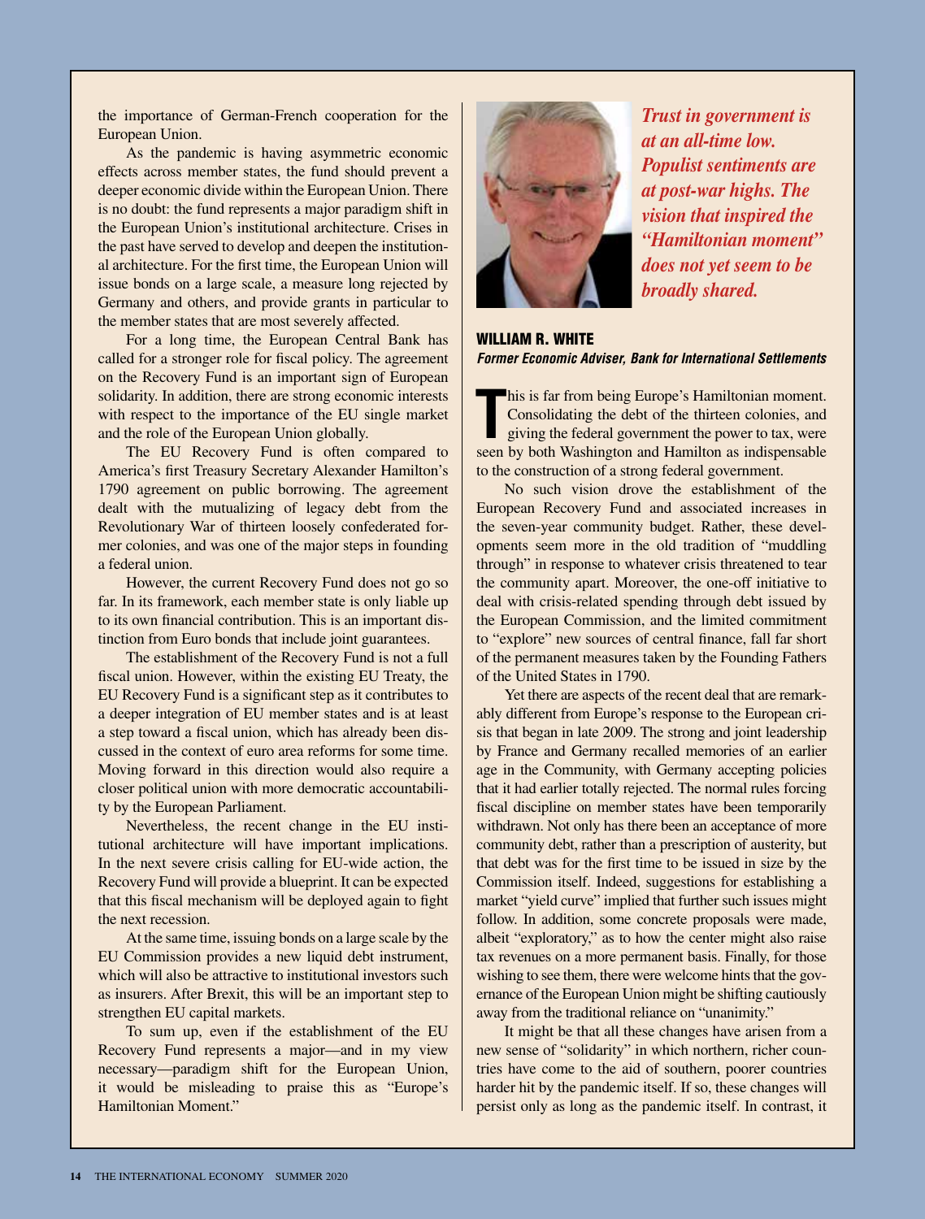the importance of German-French cooperation for the European Union.

As the pandemic is having asymmetric economic effects across member states, the fund should prevent a deeper economic divide within the European Union. There is no doubt: the fund represents a major paradigm shift in the European Union's institutional architecture. Crises in the past have served to develop and deepen the institutional architecture. For the first time, the European Union will issue bonds on a large scale, a measure long rejected by Germany and others, and provide grants in particular to the member states that are most severely affected.

For a long time, the European Central Bank has called for a stronger role for fiscal policy. The agreement on the Recovery Fund is an important sign of European solidarity. In addition, there are strong economic interests with respect to the importance of the EU single market and the role of the European Union globally.

The EU Recovery Fund is often compared to America's first Treasury Secretary Alexander Hamilton's 1790 agreement on public borrowing. The agreement dealt with the mutualizing of legacy debt from the Revolutionary War of thirteen loosely confederated former colonies, and was one of the major steps in founding a federal union.

However, the current Recovery Fund does not go so far. In its framework, each member state is only liable up to its own financial contribution. This is an important distinction from Euro bonds that include joint guarantees.

The establishment of the Recovery Fund is not a full fiscal union. However, within the existing EU Treaty, the EU Recovery Fund is a significant step as it contributes to a deeper integration of EU member states and is at least a step toward a fiscal union, which has already been discussed in the context of euro area reforms for some time. Moving forward in this direction would also require a closer political union with more democratic accountability by the European Parliament.

Nevertheless, the recent change in the EU institutional architecture will have important implications. In the next severe crisis calling for EU-wide action, the Recovery Fund will provide a blueprint. It can be expected that this fiscal mechanism will be deployed again to fight the next recession.

At the same time, issuing bonds on a large scale by the EU Commission provides a new liquid debt instrument, which will also be attractive to institutional investors such as insurers. After Brexit, this will be an important step to strengthen EU capital markets.

To sum up, even if the establishment of the EU Recovery Fund represents a major—and in my view necessary—paradigm shift for the European Union, it would be misleading to praise this as "Europe's Hamiltonian Moment."

***Trust in government is at an all-time low. Populist sentiments are at post-war highs. The vision that inspired the "Hamiltonian moment" does not yet seem to be broadly shared.***

## WILLIAM R. WHITE

***Former Economic Adviser, Bank for International Settlements***

This is far from being Europe's Hamiltonian moment. Consolidating the debt of the thirteen colonies, and giving the federal government the power to tax, were seen by both Washington and Hamilton as indispensable to the construction of a strong federal government.

No such vision drove the establishment of the European Recovery Fund and associated increases in the seven-year community budget. Rather, these developments seem more in the old tradition of "muddling through" in response to whatever crisis threatened to tear the community apart. Moreover, the one-off initiative to deal with crisis-related spending through debt issued by the European Commission, and the limited commitment to "explore" new sources of central finance, fall far short of the permanent measures taken by the Founding Fathers of the United States in 1790.

Yet there are aspects of the recent deal that are remarkably different from Europe's response to the European crisis that began in late 2009. The strong and joint leadership by France and Germany recalled memories of an earlier age in the Community, with Germany accepting policies that it had earlier totally rejected. The normal rules forcing fiscal discipline on member states have been temporarily withdrawn. Not only has there been an acceptance of more community debt, rather than a prescription of austerity, but that debt was for the first time to be issued in size by the Commission itself. Indeed, suggestions for establishing a market "yield curve" implied that further such issues might follow. In addition, some concrete proposals were made, albeit "exploratory," as to how the center might also raise tax revenues on a more permanent basis. Finally, for those wishing to see them, there were welcome hints that the governance of the European Union might be shifting cautiously away from the traditional reliance on "unanimity."

It might be that all these changes have arisen from a new sense of "solidarity" in which northern, richer countries have come to the aid of southern, poorer countries harder hit by the pandemic itself. If so, these changes will persist only as long as the pandemic itself. In contrast, it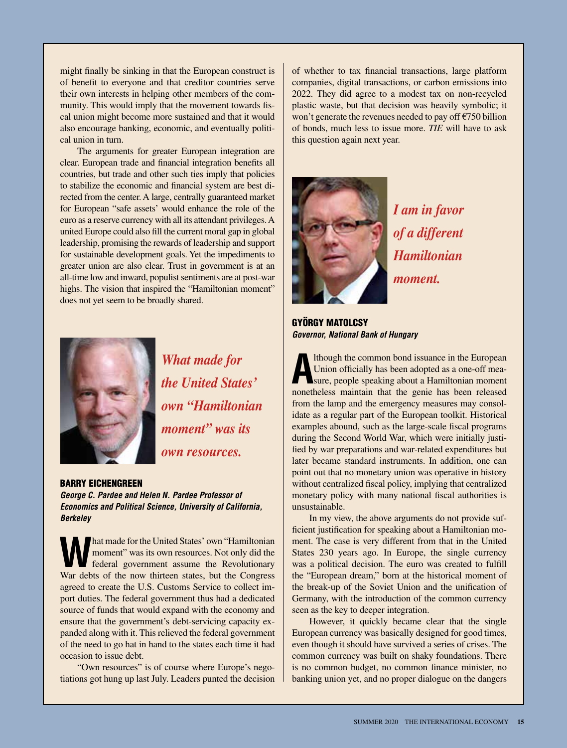might finally be sinking in that the European construct is of benefit to everyone and that creditor countries serve their own interests in helping other members of the community. This would imply that the movement towards fiscal union might become more sustained and that it would also encourage banking, economic, and eventually political union in turn.

The arguments for greater European integration are clear. European trade and financial integration benefits all countries, but trade and other such ties imply that policies to stabilize the economic and financial system are best directed from the center. A large, centrally guaranteed market for European "safe assets' would enhance the role of the euro as a reserve currency with all its attendant privileges. A united Europe could also fill the current moral gap in global leadership, promising the rewards of leadership and support for sustainable development goals. Yet the impediments to greater union are also clear. Trust in government is at an all-time low and inward, populist sentiments are at post-war highs. The vision that inspired the "Hamiltonian moment" does not yet seem to be broadly shared.

*What made for the United States' own "Hamiltonian moment" was its own resources.*

**BARRY EICHENGREEN**
***George C. Pardee and Helen N. Pardee Professor of Economics and Political Science, University of California, Berkeley***

What made for the United States' own "Hamiltonian moment" was its own resources. Not only did the federal government assume the Revolutionary War debts of the now thirteen states, but the Congress agreed to create the U.S. Customs Service to collect import duties. The federal government thus had a dedicated source of funds that would expand with the economy and ensure that the government's debt-servicing capacity expanded along with it. This relieved the federal government of the need to go hat in hand to the states each time it had occasion to issue debt.

"Own resources" is of course where Europe's negotiations got hung up last July. Leaders punted the decision of whether to tax financial transactions, large platform companies, digital transactions, or carbon emissions into 2022. They did agree to a modest tax on non-recycled plastic waste, but that decision was heavily symbolic; it won't generate the revenues needed to pay off €750 billion of bonds, much less to issue more. *TIE* will have to ask this question again next year.

*I am in favor of a different Hamiltonian moment.*

**GYÖRGY MATOLCSY**
***Governor, National Bank of Hungary***

Although the common bond issuance in the European Union officially has been adopted as a one-off measure, people speaking about a Hamiltonian moment nonetheless maintain that the genie has been released from the lamp and the emergency measures may consolidate as a regular part of the European toolkit. Historical examples abound, such as the large-scale fiscal programs during the Second World War, which were initially justified by war preparations and war-related expenditures but later became standard instruments. In addition, one can point out that no monetary union was operative in history without centralized fiscal policy, implying that centralized monetary policy with many national fiscal authorities is unsustainable.

In my view, the above arguments do not provide sufficient justification for speaking about a Hamiltonian moment. The case is very different from that in the United States 230 years ago. In Europe, the single currency was a political decision. The euro was created to fulfill the "European dream," born at the historical moment of the break-up of the Soviet Union and the unification of Germany, with the introduction of the common currency seen as the key to deeper integration.

However, it quickly became clear that the single European currency was basically designed for good times, even though it should have survived a series of crises. The common currency was built on shaky foundations. There is no common budget, no common finance minister, no banking union yet, and no proper dialogue on the dangers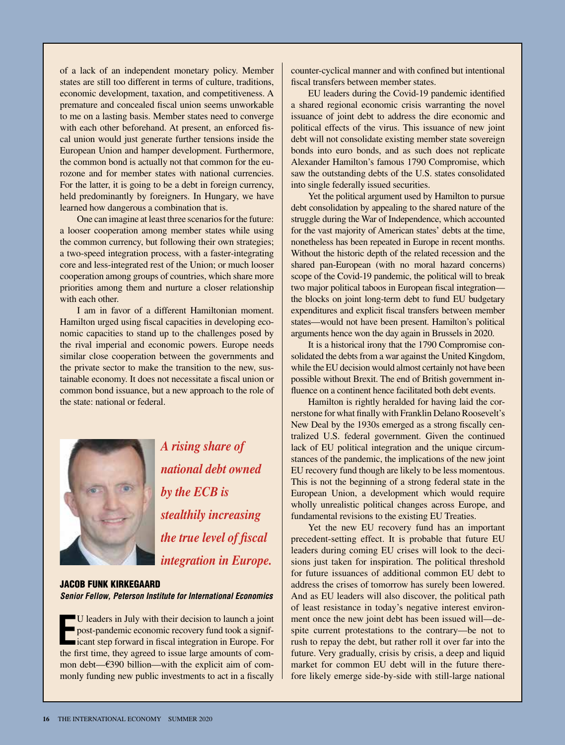of a lack of an independent monetary policy. Member states are still too different in terms of culture, traditions, economic development, taxation, and competitiveness. A premature and concealed fiscal union seems unworkable to me on a lasting basis. Member states need to converge with each other beforehand. At present, an enforced fiscal union would just generate further tensions inside the European Union and hamper development. Furthermore, the common bond is actually not that common for the eurozone and for member states with national currencies. For the latter, it is going to be a debt in foreign currency, held predominantly by foreigners. In Hungary, we have learned how dangerous a combination that is.

One can imagine at least three scenarios for the future: a looser cooperation among member states while using the common currency, but following their own strategies; a two-speed integration process, with a faster-integrating core and less-integrated rest of the Union; or much looser cooperation among groups of countries, which share more priorities among them and nurture a closer relationship with each other.

I am in favor of a different Hamiltonian moment. Hamilton urged using fiscal capacities in developing economic capacities to stand up to the challenges posed by the rival imperial and economic powers. Europe needs similar close cooperation between the governments and the private sector to make the transition to the new, sustainable economy. It does not necessitate a fiscal union or common bond issuance, but a new approach to the role of the state: national or federal.

*A rising share of national debt owned by the ECB is stealthily increasing the true level of fiscal integration in Europe.*

## JACOB FUNK KIRKEGAARD

***Senior Fellow, Peterson Institute for International Economics***

EU leaders in July with their decision to launch a joint post-pandemic economic recovery fund took a significant step forward in fiscal integration in Europe. For the first time, they agreed to issue large amounts of common debt—€390 billion—with the explicit aim of commonly funding new public investments to act in a fiscally counter-cyclical manner and with confined but intentional fiscal transfers between member states.

EU leaders during the Covid-19 pandemic identified a shared regional economic crisis warranting the novel issuance of joint debt to address the dire economic and political effects of the virus. This issuance of new joint debt will not consolidate existing member state sovereign bonds into euro bonds, and as such does not replicate Alexander Hamilton's famous 1790 Compromise, which saw the outstanding debts of the U.S. states consolidated into single federally issued securities.

Yet the political argument used by Hamilton to pursue debt consolidation by appealing to the shared nature of the struggle during the War of Independence, which accounted for the vast majority of American states' debts at the time, nonetheless has been repeated in Europe in recent months. Without the historic depth of the related recession and the shared pan-European (with no moral hazard concerns) scope of the Covid-19 pandemic, the political will to break two major political taboos in European fiscal integration—the blocks on joint long-term debt to fund EU budgetary expenditures and explicit fiscal transfers between member states—would not have been present. Hamilton's political arguments hence won the day again in Brussels in 2020.

It is a historical irony that the 1790 Compromise consolidated the debts from a war against the United Kingdom, while the EU decision would almost certainly not have been possible without Brexit. The end of British government influence on a continent hence facilitated both debt events.

Hamilton is rightly heralded for having laid the cornerstone for what finally with Franklin Delano Roosevelt's New Deal by the 1930s emerged as a strong fiscally centralized U.S. federal government. Given the continued lack of EU political integration and the unique circumstances of the pandemic, the implications of the new joint EU recovery fund though are likely to be less momentous. This is not the beginning of a strong federal state in the European Union, a development which would require wholly unrealistic political changes across Europe, and fundamental revisions to the existing EU Treaties.

Yet the new EU recovery fund has an important precedent-setting effect. It is probable that future EU leaders during coming EU crises will look to the decisions just taken for inspiration. The political threshold for future issuances of additional common EU debt to address the crises of tomorrow has surely been lowered. And as EU leaders will also discover, the political path of least resistance in today's negative interest environment once the new joint debt has been issued will—despite current protestations to the contrary—be not to rush to repay the debt, but rather roll it over far into the future. Very gradually, crisis by crisis, a deep and liquid market for common EU debt will in the future therefore likely emerge side-by-side with still-large national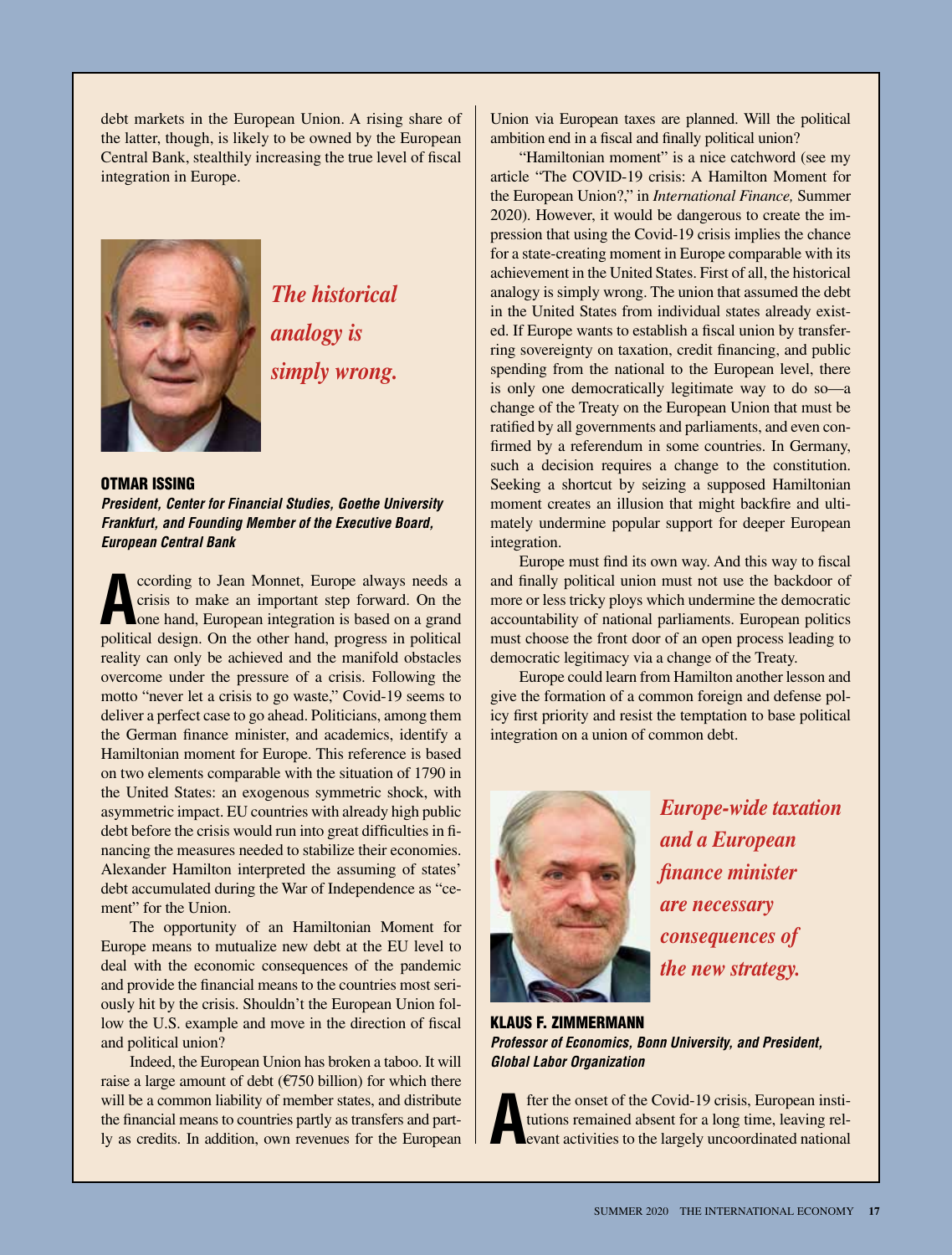debt markets in the European Union. A rising share of the latter, though, is likely to be owned by the European Central Bank, stealthily increasing the true level of fiscal integration in Europe.

*The historical analogy is simply wrong.*

**OTMAR ISSING**
***President, Center for Financial Studies, Goethe University Frankfurt, and Founding Member of the Executive Board, European Central Bank***

According to Jean Monnet, Europe always needs a crisis to make an important step forward. On the one hand, European integration is based on a grand political design. On the other hand, progress in political reality can only be achieved and the manifold obstacles overcome under the pressure of a crisis. Following the motto "never let a crisis to go waste," Covid-19 seems to deliver a perfect case to go ahead. Politicians, among them the German finance minister, and academics, identify a Hamiltonian moment for Europe. This reference is based on two elements comparable with the situation of 1790 in the United States: an exogenous symmetric shock, with asymmetric impact. EU countries with already high public debt before the crisis would run into great difficulties in financing the measures needed to stabilize their economies. Alexander Hamilton interpreted the assuming of states' debt accumulated during the War of Independence as "cement" for the Union.

The opportunity of an Hamiltonian Moment for Europe means to mutualize new debt at the EU level to deal with the economic consequences of the pandemic and provide the financial means to the countries most seriously hit by the crisis. Shouldn't the European Union follow the U.S. example and move in the direction of fiscal and political union?

Indeed, the European Union has broken a taboo. It will raise a large amount of debt (€750 billion) for which there will be a common liability of member states, and distribute the financial means to countries partly as transfers and partly as credits. In addition, own revenues for the European Union via European taxes are planned. Will the political ambition end in a fiscal and finally political union?

"Hamiltonian moment" is a nice catchword (see my article "The COVID-19 crisis: A Hamilton Moment for the European Union?," in *International Finance,* Summer 2020). However, it would be dangerous to create the impression that using the Covid-19 crisis implies the chance for a state-creating moment in Europe comparable with its achievement in the United States. First of all, the historical analogy is simply wrong. The union that assumed the debt in the United States from individual states already existed. If Europe wants to establish a fiscal union by transferring sovereignty on taxation, credit financing, and public spending from the national to the European level, there is only one democratically legitimate way to do so—a change of the Treaty on the European Union that must be ratified by all governments and parliaments, and even confirmed by a referendum in some countries. In Germany, such a decision requires a change to the constitution. Seeking a shortcut by seizing a supposed Hamiltonian moment creates an illusion that might backfire and ultimately undermine popular support for deeper European integration.

Europe must find its own way. And this way to fiscal and finally political union must not use the backdoor of more or less tricky ploys which undermine the democratic accountability of national parliaments. European politics must choose the front door of an open process leading to democratic legitimacy via a change of the Treaty.

Europe could learn from Hamilton another lesson and give the formation of a common foreign and defense policy first priority and resist the temptation to base political integration on a union of common debt.

*Europe-wide taxation and a European finance minister are necessary consequences of the new strategy.*

**KLAUS F. ZIMMERMANN**
***Professor of Economics, Bonn University, and President, Global Labor Organization***

After the onset of the Covid-19 crisis, European institutions remained absent for a long time, leaving relevant activities to the largely uncoordinated national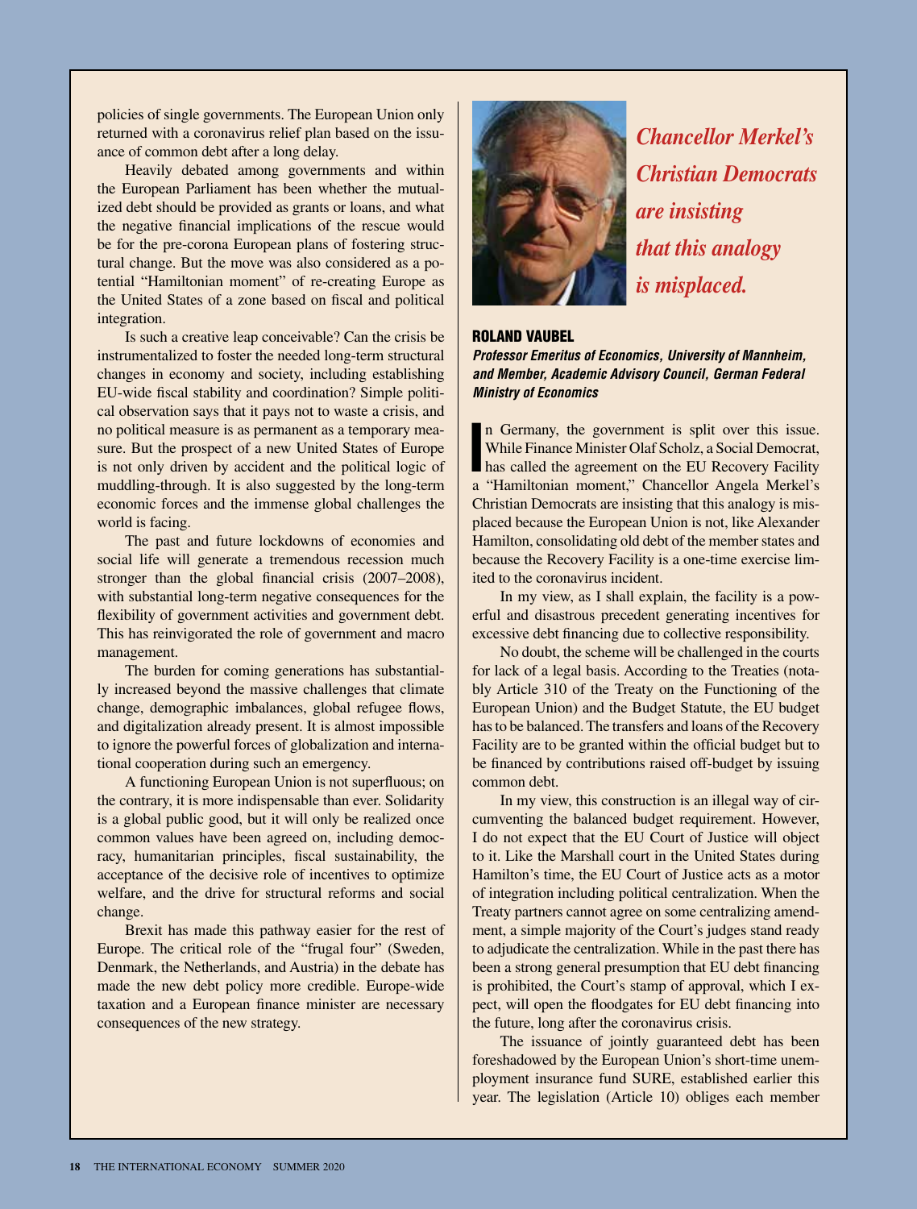policies of single governments. The European Union only returned with a coronavirus relief plan based on the issuance of common debt after a long delay.

Heavily debated among governments and within the European Parliament has been whether the mutualized debt should be provided as grants or loans, and what the negative financial implications of the rescue would be for the pre-corona European plans of fostering structural change. But the move was also considered as a potential "Hamiltonian moment" of re-creating Europe as the United States of a zone based on fiscal and political integration.

Is such a creative leap conceivable? Can the crisis be instrumentalized to foster the needed long-term structural changes in economy and society, including establishing EU-wide fiscal stability and coordination? Simple political observation says that it pays not to waste a crisis, and no political measure is as permanent as a temporary measure. But the prospect of a new United States of Europe is not only driven by accident and the political logic of muddling-through. It is also suggested by the long-term economic forces and the immense global challenges the world is facing.

The past and future lockdowns of economies and social life will generate a tremendous recession much stronger than the global financial crisis (2007–2008), with substantial long-term negative consequences for the flexibility of government activities and government debt. This has reinvigorated the role of government and macro management.

The burden for coming generations has substantially increased beyond the massive challenges that climate change, demographic imbalances, global refugee flows, and digitalization already present. It is almost impossible to ignore the powerful forces of globalization and international cooperation during such an emergency.

A functioning European Union is not superfluous; on the contrary, it is more indispensable than ever. Solidarity is a global public good, but it will only be realized once common values have been agreed on, including democracy, humanitarian principles, fiscal sustainability, the acceptance of the decisive role of incentives to optimize welfare, and the drive for structural reforms and social change.

Brexit has made this pathway easier for the rest of Europe. The critical role of the "frugal four" (Sweden, Denmark, the Netherlands, and Austria) in the debate has made the new debt policy more credible. Europe-wide taxation and a European finance minister are necessary consequences of the new strategy.

*Chancellor Merkel's Christian Democrats are insisting that this analogy is misplaced.*

## ROLAND VAUBEL

***Professor Emeritus of Economics, University of Mannheim, and Member, Academic Advisory Council, German Federal Ministry of Economics***

In Germany, the government is split over this issue. While Finance Minister Olaf Scholz, a Social Democrat, has called the agreement on the EU Recovery Facility a "Hamiltonian moment," Chancellor Angela Merkel's Christian Democrats are insisting that this analogy is misplaced because the European Union is not, like Alexander Hamilton, consolidating old debt of the member states and because the Recovery Facility is a one-time exercise limited to the coronavirus incident.

In my view, as I shall explain, the facility is a powerful and disastrous precedent generating incentives for excessive debt financing due to collective responsibility.

No doubt, the scheme will be challenged in the courts for lack of a legal basis. According to the Treaties (notably Article 310 of the Treaty on the Functioning of the European Union) and the Budget Statute, the EU budget has to be balanced. The transfers and loans of the Recovery Facility are to be granted within the official budget but to be financed by contributions raised off-budget by issuing common debt.

In my view, this construction is an illegal way of circumventing the balanced budget requirement. However, I do not expect that the EU Court of Justice will object to it. Like the Marshall court in the United States during Hamilton's time, the EU Court of Justice acts as a motor of integration including political centralization. When the Treaty partners cannot agree on some centralizing amendment, a simple majority of the Court's judges stand ready to adjudicate the centralization. While in the past there has been a strong general presumption that EU debt financing is prohibited, the Court's stamp of approval, which I expect, will open the floodgates for EU debt financing into the future, long after the coronavirus crisis.

The issuance of jointly guaranteed debt has been foreshadowed by the European Union's short-time unemployment insurance fund SURE, established earlier this year. The legislation (Article 10) obliges each member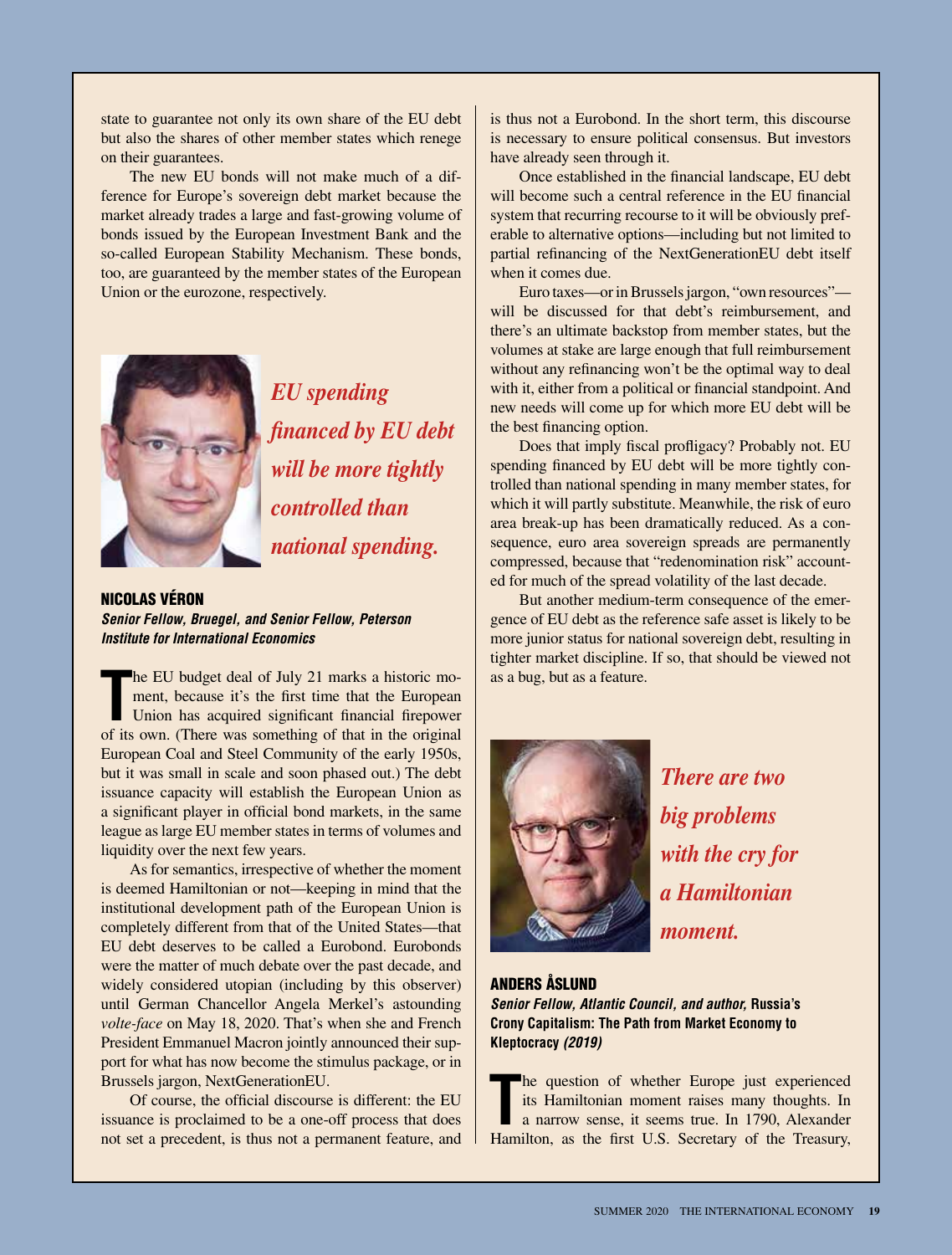state to guarantee not only its own share of the EU debt but also the shares of other member states which renege on their guarantees.

The new EU bonds will not make much of a difference for Europe's sovereign debt market because the market already trades a large and fast-growing volume of bonds issued by the European Investment Bank and the so-called European Stability Mechanism. These bonds, too, are guaranteed by the member states of the European Union or the eurozone, respectively.

*EU spending financed by EU debt will be more tightly controlled than national spending.*

### NICOLAS VÉRON

***Senior Fellow, Bruegel, and Senior Fellow, Peterson Institute for International Economics***

The EU budget deal of July 21 marks a historic moment, because it's the first time that the European Union has acquired significant financial firepower of its own. (There was something of that in the original European Coal and Steel Community of the early 1950s, but it was small in scale and soon phased out.) The debt issuance capacity will establish the European Union as a significant player in official bond markets, in the same league as large EU member states in terms of volumes and liquidity over the next few years.

As for semantics, irrespective of whether the moment is deemed Hamiltonian or not—keeping in mind that the institutional development path of the European Union is completely different from that of the United States—that EU debt deserves to be called a Eurobond. Eurobonds were the matter of much debate over the past decade, and widely considered utopian (including by this observer) until German Chancellor Angela Merkel's astounding *volte-face* on May 18, 2020. That's when she and French President Emmanuel Macron jointly announced their support for what has now become the stimulus package, or in Brussels jargon, NextGenerationEU.

Of course, the official discourse is different: the EU issuance is proclaimed to be a one-off process that does not set a precedent, is thus not a permanent feature, and is thus not a Eurobond. In the short term, this discourse is necessary to ensure political consensus. But investors have already seen through it.

Once established in the financial landscape, EU debt will become such a central reference in the EU financial system that recurring recourse to it will be obviously preferable to alternative options—including but not limited to partial refinancing of the NextGenerationEU debt itself when it comes due.

Euro taxes—or in Brussels jargon, "own resources"—will be discussed for that debt's reimbursement, and there's an ultimate backstop from member states, but the volumes at stake are large enough that full reimbursement without any refinancing won't be the optimal way to deal with it, either from a political or financial standpoint. And new needs will come up for which more EU debt will be the best financing option.

Does that imply fiscal profligacy? Probably not. EU spending financed by EU debt will be more tightly controlled than national spending in many member states, for which it will partly substitute. Meanwhile, the risk of euro area break-up has been dramatically reduced. As a consequence, euro area sovereign spreads are permanently compressed, because that "redenomination risk" accounted for much of the spread volatility of the last decade.

But another medium-term consequence of the emergence of EU debt as the reference safe asset is likely to be more junior status for national sovereign debt, resulting in tighter market discipline. If so, that should be viewed not as a bug, but as a feature.

*There are two big problems with the cry for a Hamiltonian moment.*

### ANDERS ÅSLUND

***Senior Fellow, Atlantic Council, and author,* Russia's Crony Capitalism: The Path from Market Economy to Kleptocracy *(2019)***

The question of whether Europe just experienced its Hamiltonian moment raises many thoughts. In a narrow sense, it seems true. In 1790, Alexander Hamilton, as the first U.S. Secretary of the Treasury,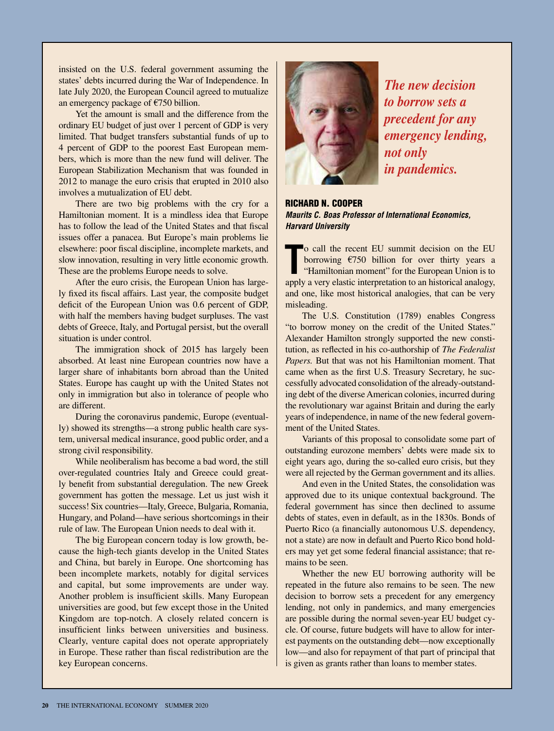insisted on the U.S. federal government assuming the states' debts incurred during the War of Independence. In late July 2020, the European Council agreed to mutualize an emergency package of €750 billion.

Yet the amount is small and the difference from the ordinary EU budget of just over 1 percent of GDP is very limited. That budget transfers substantial funds of up to 4 percent of GDP to the poorest East European members, which is more than the new fund will deliver. The European Stabilization Mechanism that was founded in 2012 to manage the euro crisis that erupted in 2010 also involves a mutualization of EU debt.

There are two big problems with the cry for a Hamiltonian moment. It is a mindless idea that Europe has to follow the lead of the United States and that fiscal issues offer a panacea. But Europe's main problems lie elsewhere: poor fiscal discipline, incomplete markets, and slow innovation, resulting in very little economic growth. These are the problems Europe needs to solve.

After the euro crisis, the European Union has largely fixed its fiscal affairs. Last year, the composite budget deficit of the European Union was 0.6 percent of GDP, with half the members having budget surpluses. The vast debts of Greece, Italy, and Portugal persist, but the overall situation is under control.

The immigration shock of 2015 has largely been absorbed. At least nine European countries now have a larger share of inhabitants born abroad than the United States. Europe has caught up with the United States not only in immigration but also in tolerance of people who are different.

During the coronavirus pandemic, Europe (eventually) showed its strengths—a strong public health care system, universal medical insurance, good public order, and a strong civil responsibility.

While neoliberalism has become a bad word, the still over-regulated countries Italy and Greece could greatly benefit from substantial deregulation. The new Greek government has gotten the message. Let us just wish it success! Six countries—Italy, Greece, Bulgaria, Romania, Hungary, and Poland—have serious shortcomings in their rule of law. The European Union needs to deal with it.

The big European concern today is low growth, because the high-tech giants develop in the United States and China, but barely in Europe. One shortcoming has been incomplete markets, notably for digital services and capital, but some improvements are under way. Another problem is insufficient skills. Many European universities are good, but few except those in the United Kingdom are top-notch. A closely related concern is insufficient links between universities and business. Clearly, venture capital does not operate appropriately in Europe. These rather than fiscal redistribution are the key European concerns.

*The new decision to borrow sets a precedent for any emergency lending, not only in pandemics.*

## RICHARD N. COOPER

***Maurits C. Boas Professor of International Economics, Harvard University***

To call the recent EU summit decision on the EU borrowing €750 billion for over thirty years a "Hamiltonian moment" for the European Union is to apply a very elastic interpretation to an historical analogy, and one, like most historical analogies, that can be very misleading.

The U.S. Constitution (1789) enables Congress "to borrow money on the credit of the United States." Alexander Hamilton strongly supported the new constitution, as reflected in his co-authorship of *The Federalist Papers.* But that was not his Hamiltonian moment. That came when as the first U.S. Treasury Secretary, he successfully advocated consolidation of the already-outstanding debt of the diverse American colonies, incurred during the revolutionary war against Britain and during the early years of independence, in name of the new federal government of the United States.

Variants of this proposal to consolidate some part of outstanding eurozone members' debts were made six to eight years ago, during the so-called euro crisis, but they were all rejected by the German government and its allies.

And even in the United States, the consolidation was approved due to its unique contextual background. The federal government has since then declined to assume debts of states, even in default, as in the 1830s. Bonds of Puerto Rico (a financially autonomous U.S. dependency, not a state) are now in default and Puerto Rico bond holders may yet get some federal financial assistance; that remains to be seen.

Whether the new EU borrowing authority will be repeated in the future also remains to be seen. The new decision to borrow sets a precedent for any emergency lending, not only in pandemics, and many emergencies are possible during the normal seven-year EU budget cycle. Of course, future budgets will have to allow for interest payments on the outstanding debt—now exceptionally low—and also for repayment of that part of principal that is given as grants rather than loans to member states.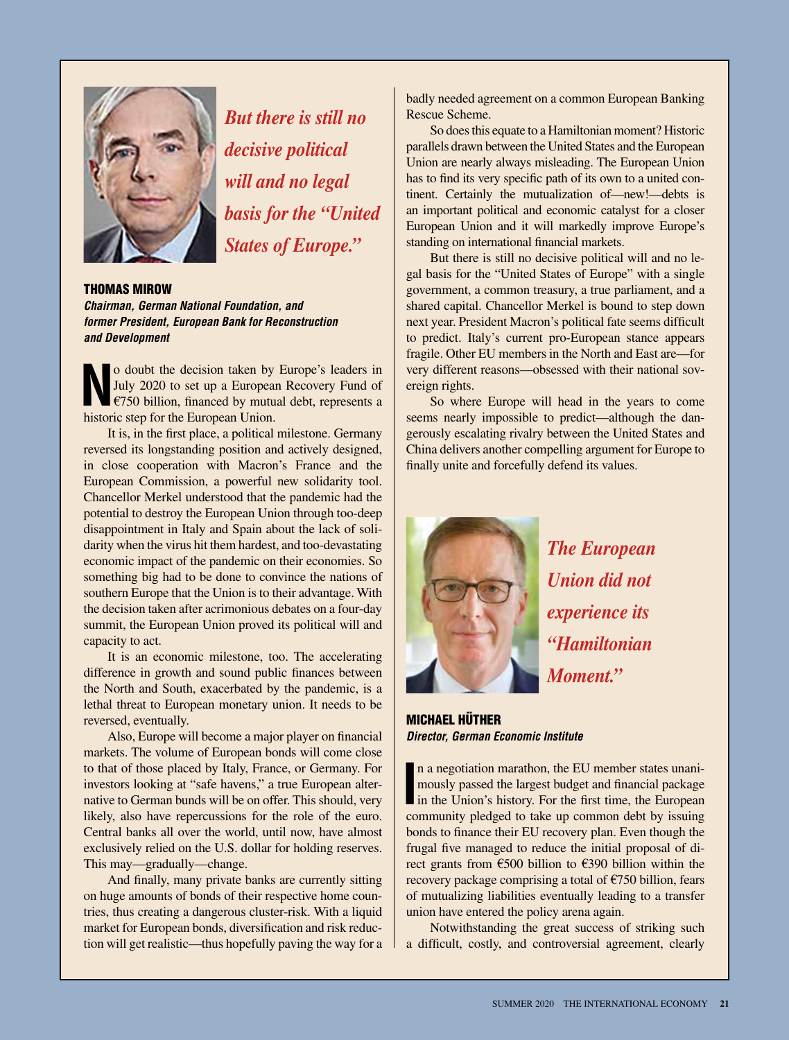*But there is still no decisive political will and no legal basis for the "United States of Europe."*

### THOMAS MIROW

***Chairman, German National Foundation, and former President, European Bank for Reconstruction and Development***

No doubt the decision taken by Europe's leaders in July 2020 to set up a European Recovery Fund of €750 billion, financed by mutual debt, represents a historic step for the European Union.

It is, in the first place, a political milestone. Germany reversed its longstanding position and actively designed, in close cooperation with Macron's France and the European Commission, a powerful new solidarity tool. Chancellor Merkel understood that the pandemic had the potential to destroy the European Union through too-deep disappointment in Italy and Spain about the lack of solidarity when the virus hit them hardest, and too-devastating economic impact of the pandemic on their economies. So something big had to be done to convince the nations of southern Europe that the Union is to their advantage. With the decision taken after acrimonious debates on a four-day summit, the European Union proved its political will and capacity to act.

It is an economic milestone, too. The accelerating difference in growth and sound public finances between the North and South, exacerbated by the pandemic, is a lethal threat to European monetary union. It needs to be reversed, eventually.

Also, Europe will become a major player on financial markets. The volume of European bonds will come close to that of those placed by Italy, France, or Germany. For investors looking at "safe havens," a true European alternative to German bunds will be on offer. This should, very likely, also have repercussions for the role of the euro. Central banks all over the world, until now, have almost exclusively relied on the U.S. dollar for holding reserves. This may—gradually—change.

And finally, many private banks are currently sitting on huge amounts of bonds of their respective home countries, thus creating a dangerous cluster-risk. With a liquid market for European bonds, diversification and risk reduction will get realistic—thus hopefully paving the way for a badly needed agreement on a common European Banking Rescue Scheme.

So does this equate to a Hamiltonian moment? Historic parallels drawn between the United States and the European Union are nearly always misleading. The European Union has to find its very specific path of its own to a united continent. Certainly the mutualization of—new!—debts is an important political and economic catalyst for a closer European Union and it will markedly improve Europe's standing on international financial markets.

But there is still no decisive political will and no legal basis for the "United States of Europe" with a single government, a common treasury, a true parliament, and a shared capital. Chancellor Merkel is bound to step down next year. President Macron's political fate seems difficult to predict. Italy's current pro-European stance appears fragile. Other EU members in the North and East are—for very different reasons—obsessed with their national sovereign rights.

So where Europe will head in the years to come seems nearly impossible to predict—although the dangerously escalating rivalry between the United States and China delivers another compelling argument for Europe to finally unite and forcefully defend its values.

*The European Union did not experience its "Hamiltonian Moment."*

### MICHAEL HÜTHER

***Director, German Economic Institute***

In a negotiation marathon, the EU member states unanimously passed the largest budget and financial package in the Union's history. For the first time, the European community pledged to take up common debt by issuing bonds to finance their EU recovery plan. Even though the frugal five managed to reduce the initial proposal of direct grants from €500 billion to €390 billion within the recovery package comprising a total of €750 billion, fears of mutualizing liabilities eventually leading to a transfer union have entered the policy arena again.

Notwithstanding the great success of striking such a difficult, costly, and controversial agreement, clearly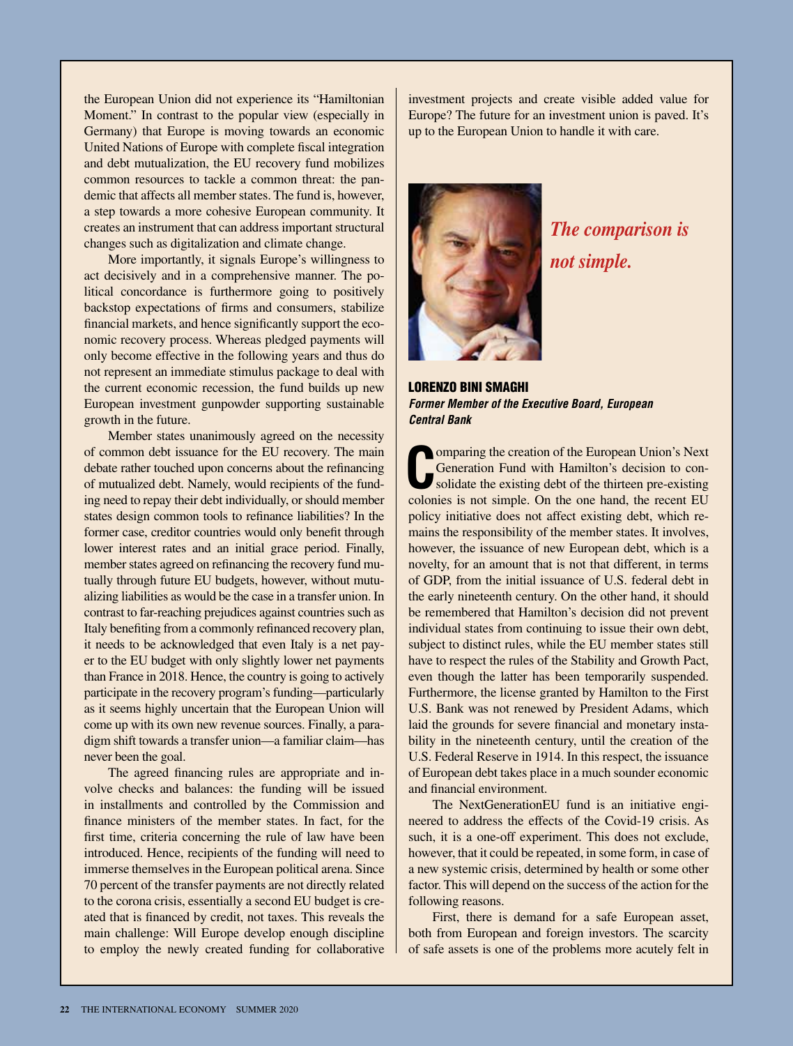the European Union did not experience its "Hamiltonian Moment." In contrast to the popular view (especially in Germany) that Europe is moving towards an economic United Nations of Europe with complete fiscal integration and debt mutualization, the EU recovery fund mobilizes common resources to tackle a common threat: the pandemic that affects all member states. The fund is, however, a step towards a more cohesive European community. It creates an instrument that can address important structural changes such as digitalization and climate change.

More importantly, it signals Europe's willingness to act decisively and in a comprehensive manner. The political concordance is furthermore going to positively backstop expectations of firms and consumers, stabilize financial markets, and hence significantly support the economic recovery process. Whereas pledged payments will only become effective in the following years and thus do not represent an immediate stimulus package to deal with the current economic recession, the fund builds up new European investment gunpowder supporting sustainable growth in the future.

Member states unanimously agreed on the necessity of common debt issuance for the EU recovery. The main debate rather touched upon concerns about the refinancing of mutualized debt. Namely, would recipients of the funding need to repay their debt individually, or should member states design common tools to refinance liabilities? In the former case, creditor countries would only benefit through lower interest rates and an initial grace period. Finally, member states agreed on refinancing the recovery fund mutually through future EU budgets, however, without mutualizing liabilities as would be the case in a transfer union. In contrast to far-reaching prejudices against countries such as Italy benefiting from a commonly refinanced recovery plan, it needs to be acknowledged that even Italy is a net payer to the EU budget with only slightly lower net payments than France in 2018. Hence, the country is going to actively participate in the recovery program's funding—particularly as it seems highly uncertain that the European Union will come up with its own new revenue sources. Finally, a paradigm shift towards a transfer union—a familiar claim—has never been the goal.

The agreed financing rules are appropriate and involve checks and balances: the funding will be issued in installments and controlled by the Commission and finance ministers of the member states. In fact, for the first time, criteria concerning the rule of law have been introduced. Hence, recipients of the funding will need to immerse themselves in the European political arena. Since 70 percent of the transfer payments are not directly related to the corona crisis, essentially a second EU budget is created that is financed by credit, not taxes. This reveals the main challenge: Will Europe develop enough discipline to employ the newly created funding for collaborative investment projects and create visible added value for Europe? The future for an investment union is paved. It's up to the European Union to handle it with care.

*The comparison is not simple.*

**LORENZO BINI SMAGHI**
***Former Member of the Executive Board, European Central Bank***

Comparing the creation of the European Union's Next Generation Fund with Hamilton's decision to consolidate the existing debt of the thirteen pre-existing colonies is not simple. On the one hand, the recent EU policy initiative does not affect existing debt, which remains the responsibility of the member states. It involves, however, the issuance of new European debt, which is a novelty, for an amount that is not that different, in terms of GDP, from the initial issuance of U.S. federal debt in the early nineteenth century. On the other hand, it should be remembered that Hamilton's decision did not prevent individual states from continuing to issue their own debt, subject to distinct rules, while the EU member states still have to respect the rules of the Stability and Growth Pact, even though the latter has been temporarily suspended. Furthermore, the license granted by Hamilton to the First U.S. Bank was not renewed by President Adams, which laid the grounds for severe financial and monetary instability in the nineteenth century, until the creation of the U.S. Federal Reserve in 1914. In this respect, the issuance of European debt takes place in a much sounder economic and financial environment.

The NextGenerationEU fund is an initiative engineered to address the effects of the Covid-19 crisis. As such, it is a one-off experiment. This does not exclude, however, that it could be repeated, in some form, in case of a new systemic crisis, determined by health or some other factor. This will depend on the success of the action for the following reasons.

First, there is demand for a safe European asset, both from European and foreign investors. The scarcity of safe assets is one of the problems more acutely felt in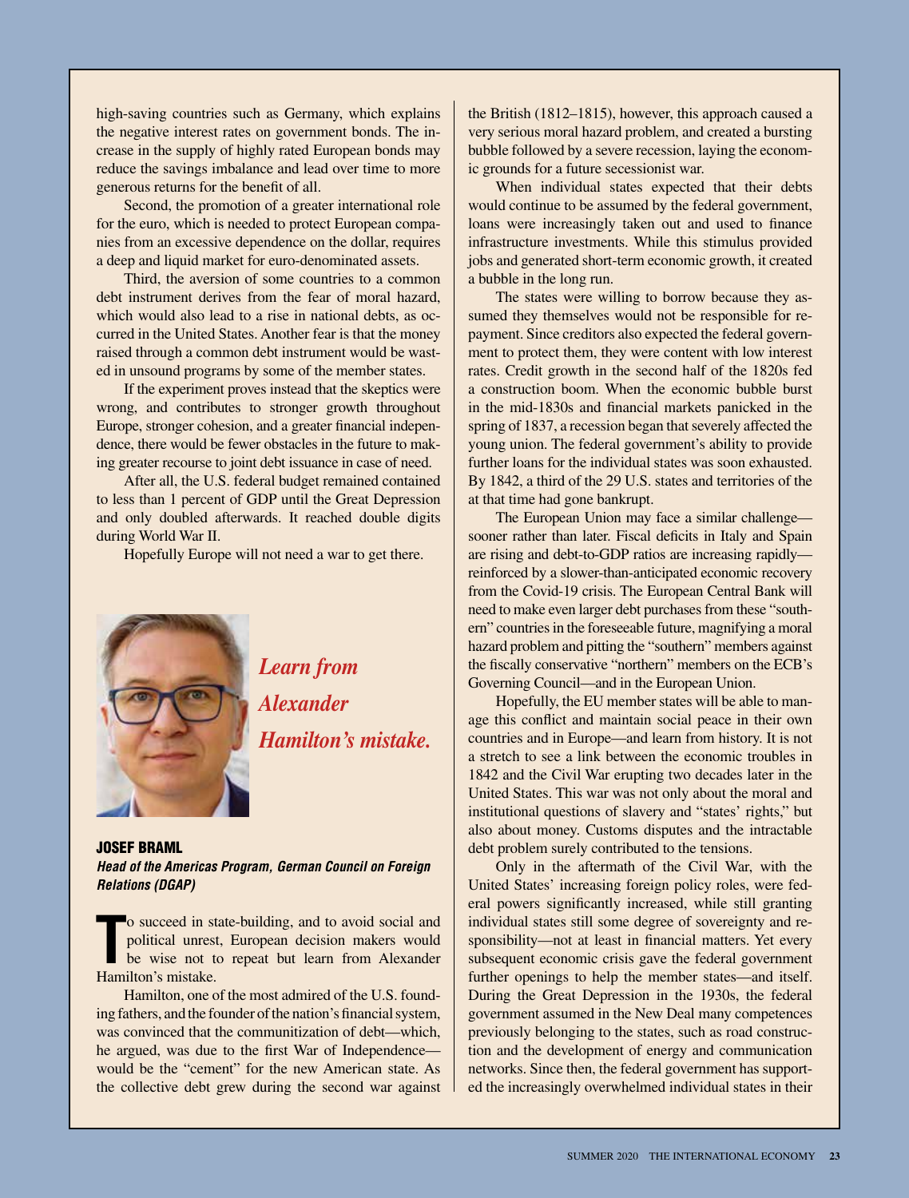high-saving countries such as Germany, which explains the negative interest rates on government bonds. The increase in the supply of highly rated European bonds may reduce the savings imbalance and lead over time to more generous returns for the benefit of all.

Second, the promotion of a greater international role for the euro, which is needed to protect European companies from an excessive dependence on the dollar, requires a deep and liquid market for euro-denominated assets.

Third, the aversion of some countries to a common debt instrument derives from the fear of moral hazard, which would also lead to a rise in national debts, as occurred in the United States. Another fear is that the money raised through a common debt instrument would be wasted in unsound programs by some of the member states.

If the experiment proves instead that the skeptics were wrong, and contributes to stronger growth throughout Europe, stronger cohesion, and a greater financial independence, there would be fewer obstacles in the future to making greater recourse to joint debt issuance in case of need.

After all, the U.S. federal budget remained contained to less than 1 percent of GDP until the Great Depression and only doubled afterwards. It reached double digits during World War II.

Hopefully Europe will not need a war to get there.

***Learn from Alexander Hamilton's mistake.***

**JOSEF BRAML**
***Head of the Americas Program, German Council on Foreign Relations (DGAP)***

To succeed in state-building, and to avoid social and political unrest, European decision makers would be wise not to repeat but learn from Alexander Hamilton's mistake.

Hamilton, one of the most admired of the U.S. founding fathers, and the founder of the nation's financial system, was convinced that the communitization of debt—which, he argued, was due to the first War of Independence—would be the "cement" for the new American state. As the collective debt grew during the second war against the British (1812–1815), however, this approach caused a very serious moral hazard problem, and created a bursting bubble followed by a severe recession, laying the economic grounds for a future secessionist war.

When individual states expected that their debts would continue to be assumed by the federal government, loans were increasingly taken out and used to finance infrastructure investments. While this stimulus provided jobs and generated short-term economic growth, it created a bubble in the long run.

The states were willing to borrow because they assumed they themselves would not be responsible for repayment. Since creditors also expected the federal government to protect them, they were content with low interest rates. Credit growth in the second half of the 1820s fed a construction boom. When the economic bubble burst in the mid-1830s and financial markets panicked in the spring of 1837, a recession began that severely affected the young union. The federal government's ability to provide further loans for the individual states was soon exhausted. By 1842, a third of the 29 U.S. states and territories of the at that time had gone bankrupt.

The European Union may face a similar challenge—sooner rather than later. Fiscal deficits in Italy and Spain are rising and debt-to-GDP ratios are increasing rapidly—reinforced by a slower-than-anticipated economic recovery from the Covid-19 crisis. The European Central Bank will need to make even larger debt purchases from these "southern" countries in the foreseeable future, magnifying a moral hazard problem and pitting the "southern" members against the fiscally conservative "northern" members on the ECB's Governing Council—and in the European Union.

Hopefully, the EU member states will be able to manage this conflict and maintain social peace in their own countries and in Europe—and learn from history. It is not a stretch to see a link between the economic troubles in 1842 and the Civil War erupting two decades later in the United States. This war was not only about the moral and institutional questions of slavery and "states' rights," but also about money. Customs disputes and the intractable debt problem surely contributed to the tensions.

Only in the aftermath of the Civil War, with the United States' increasing foreign policy roles, were federal powers significantly increased, while still granting individual states still some degree of sovereignty and responsibility—not at least in financial matters. Yet every subsequent economic crisis gave the federal government further openings to help the member states—and itself. During the Great Depression in the 1930s, the federal government assumed in the New Deal many competences previously belonging to the states, such as road construction and the development of energy and communication networks. Since then, the federal government has supported the increasingly overwhelmed individual states in their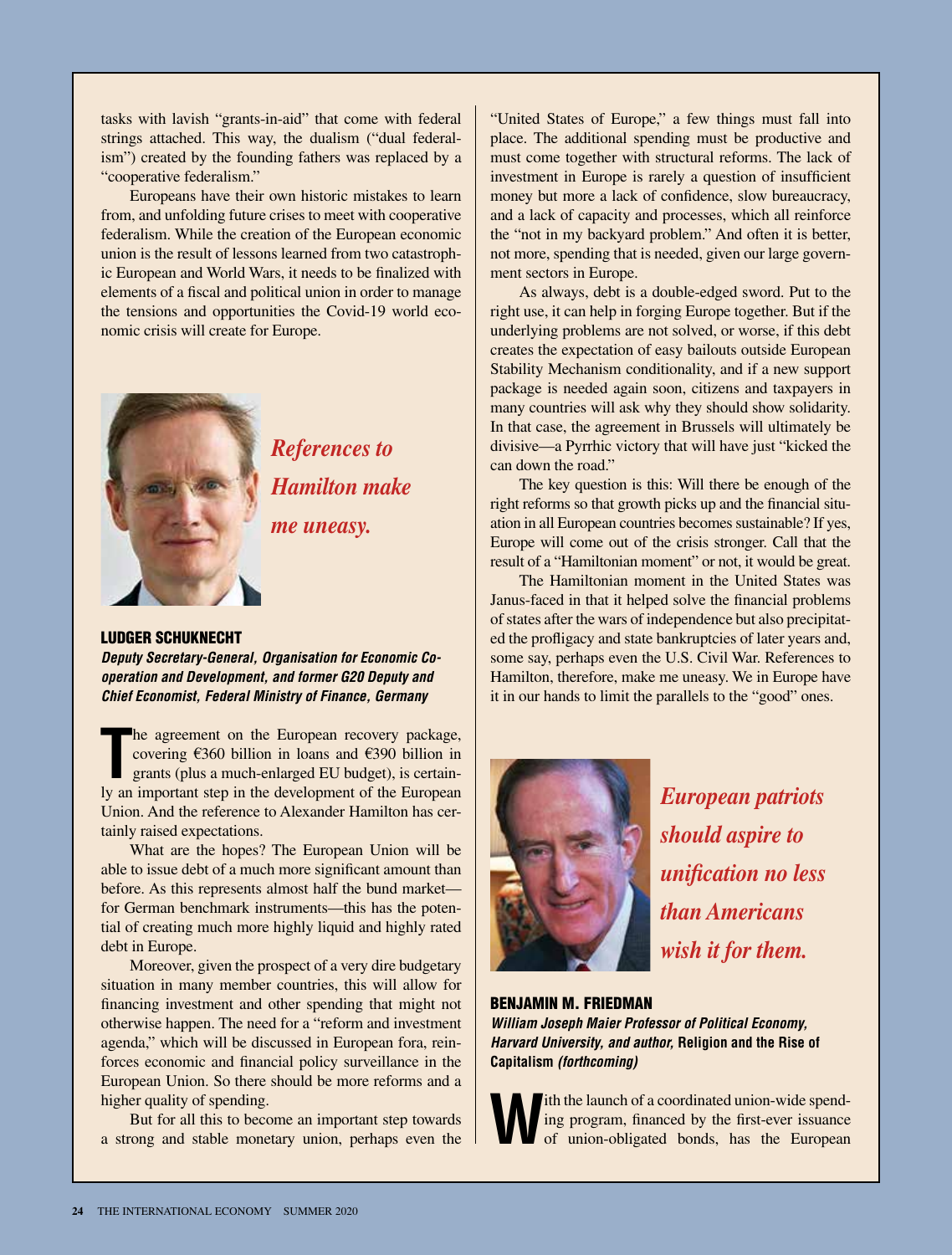tasks with lavish "grants-in-aid" that come with federal strings attached. This way, the dualism ("dual federalism") created by the founding fathers was replaced by a "cooperative federalism."

Europeans have their own historic mistakes to learn from, and unfolding future crises to meet with cooperative federalism. While the creation of the European economic union is the result of lessons learned from two catastrophic European and World Wars, it needs to be finalized with elements of a fiscal and political union in order to manage the tensions and opportunities the Covid-19 world economic crisis will create for Europe.

*References to Hamilton make me uneasy.*

## LUDGER SCHUKNECHT

***Deputy Secretary-General, Organisation for Economic Co-operation and Development, and former G20 Deputy and Chief Economist, Federal Ministry of Finance, Germany***

The agreement on the European recovery package, covering €360 billion in loans and €390 billion in grants (plus a much-enlarged EU budget), is certainly an important step in the development of the European Union. And the reference to Alexander Hamilton has certainly raised expectations.

What are the hopes? The European Union will be able to issue debt of a much more significant amount than before. As this represents almost half the bund market—for German benchmark instruments—this has the potential of creating much more highly liquid and highly rated debt in Europe.

Moreover, given the prospect of a very dire budgetary situation in many member countries, this will allow for financing investment and other spending that might not otherwise happen. The need for a "reform and investment agenda," which will be discussed in European fora, reinforces economic and financial policy surveillance in the European Union. So there should be more reforms and a higher quality of spending.

But for all this to become an important step towards a strong and stable monetary union, perhaps even the "United States of Europe," a few things must fall into place. The additional spending must be productive and must come together with structural reforms. The lack of investment in Europe is rarely a question of insufficient money but more a lack of confidence, slow bureaucracy, and a lack of capacity and processes, which all reinforce the "not in my backyard problem." And often it is better, not more, spending that is needed, given our large government sectors in Europe.

As always, debt is a double-edged sword. Put to the right use, it can help in forging Europe together. But if the underlying problems are not solved, or worse, if this debt creates the expectation of easy bailouts outside European Stability Mechanism conditionality, and if a new support package is needed again soon, citizens and taxpayers in many countries will ask why they should show solidarity. In that case, the agreement in Brussels will ultimately be divisive—a Pyrrhic victory that will have just "kicked the can down the road."

The key question is this: Will there be enough of the right reforms so that growth picks up and the financial situation in all European countries becomes sustainable? If yes, Europe will come out of the crisis stronger. Call that the result of a "Hamiltonian moment" or not, it would be great.

The Hamiltonian moment in the United States was Janus-faced in that it helped solve the financial problems of states after the wars of independence but also precipitated the profligacy and state bankruptcies of later years and, some say, perhaps even the U.S. Civil War. References to Hamilton, therefore, make me uneasy. We in Europe have it in our hands to limit the parallels to the "good" ones.

*European patriots should aspire to unification no less than Americans wish it for them.*

## BENJAMIN M. FRIEDMAN

***William Joseph Maier Professor of Political Economy, Harvard University, and author,* Religion and the Rise of Capitalism *(forthcoming)***

With the launch of a coordinated union-wide spending program, financed by the first-ever issuance of union-obligated bonds, has the European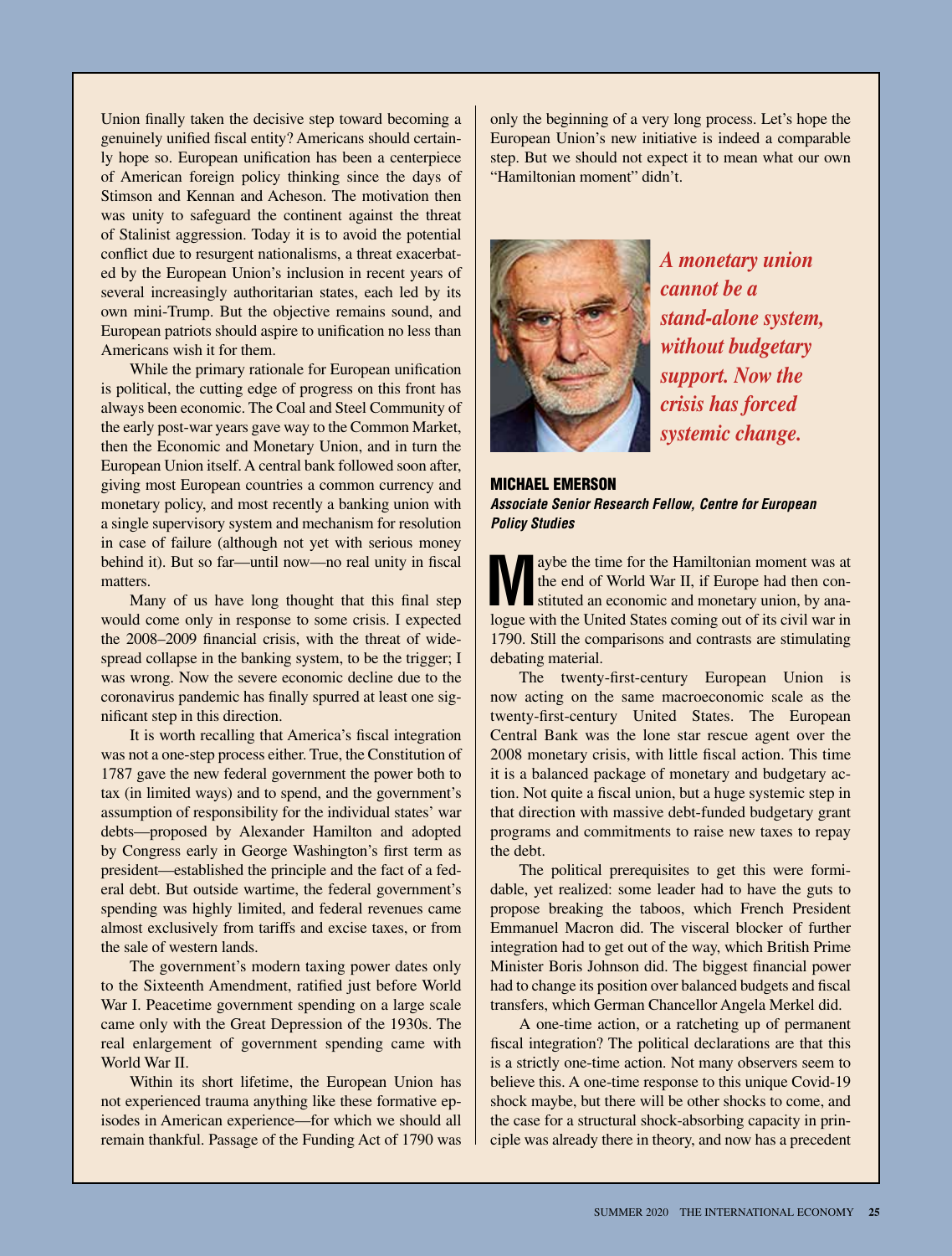Union finally taken the decisive step toward becoming a genuinely unified fiscal entity? Americans should certainly hope so. European unification has been a centerpiece of American foreign policy thinking since the days of Stimson and Kennan and Acheson. The motivation then was unity to safeguard the continent against the threat of Stalinist aggression. Today it is to avoid the potential conflict due to resurgent nationalisms, a threat exacerbated by the European Union's inclusion in recent years of several increasingly authoritarian states, each led by its own mini-Trump. But the objective remains sound, and European patriots should aspire to unification no less than Americans wish it for them.

While the primary rationale for European unification is political, the cutting edge of progress on this front has always been economic. The Coal and Steel Community of the early post-war years gave way to the Common Market, then the Economic and Monetary Union, and in turn the European Union itself. A central bank followed soon after, giving most European countries a common currency and monetary policy, and most recently a banking union with a single supervisory system and mechanism for resolution in case of failure (although not yet with serious money behind it). But so far—until now—no real unity in fiscal matters.

Many of us have long thought that this final step would come only in response to some crisis. I expected the 2008–2009 financial crisis, with the threat of widespread collapse in the banking system, to be the trigger; I was wrong. Now the severe economic decline due to the coronavirus pandemic has finally spurred at least one significant step in this direction.

It is worth recalling that America's fiscal integration was not a one-step process either. True, the Constitution of 1787 gave the new federal government the power both to tax (in limited ways) and to spend, and the government's assumption of responsibility for the individual states' war debts—proposed by Alexander Hamilton and adopted by Congress early in George Washington's first term as president—established the principle and the fact of a federal debt. But outside wartime, the federal government's spending was highly limited, and federal revenues came almost exclusively from tariffs and excise taxes, or from the sale of western lands.

The government's modern taxing power dates only to the Sixteenth Amendment, ratified just before World War I. Peacetime government spending on a large scale came only with the Great Depression of the 1930s. The real enlargement of government spending came with World War II.

Within its short lifetime, the European Union has not experienced trauma anything like these formative episodes in American experience—for which we should all remain thankful. Passage of the Funding Act of 1790 was only the beginning of a very long process. Let's hope the European Union's new initiative is indeed a comparable step. But we should not expect it to mean what our own "Hamiltonian moment" didn't.

***A monetary union cannot be a stand-alone system, without budgetary support. Now the crisis has forced systemic change.***

## MICHAEL EMERSON

***Associate Senior Research Fellow, Centre for European Policy Studies***

Maybe the time for the Hamiltonian moment was at the end of World War II, if Europe had then constituted an economic and monetary union, by analogue with the United States coming out of its civil war in 1790. Still the comparisons and contrasts are stimulating debating material.

The twenty-first-century European Union is now acting on the same macroeconomic scale as the twenty-first-century United States. The European Central Bank was the lone star rescue agent over the 2008 monetary crisis, with little fiscal action. This time it is a balanced package of monetary and budgetary action. Not quite a fiscal union, but a huge systemic step in that direction with massive debt-funded budgetary grant programs and commitments to raise new taxes to repay the debt.

The political prerequisites to get this were formidable, yet realized: some leader had to have the guts to propose breaking the taboos, which French President Emmanuel Macron did. The visceral blocker of further integration had to get out of the way, which British Prime Minister Boris Johnson did. The biggest financial power had to change its position over balanced budgets and fiscal transfers, which German Chancellor Angela Merkel did.

A one-time action, or a ratcheting up of permanent fiscal integration? The political declarations are that this is a strictly one-time action. Not many observers seem to believe this. A one-time response to this unique Covid-19 shock maybe, but there will be other shocks to come, and the case for a structural shock-absorbing capacity in principle was already there in theory, and now has a precedent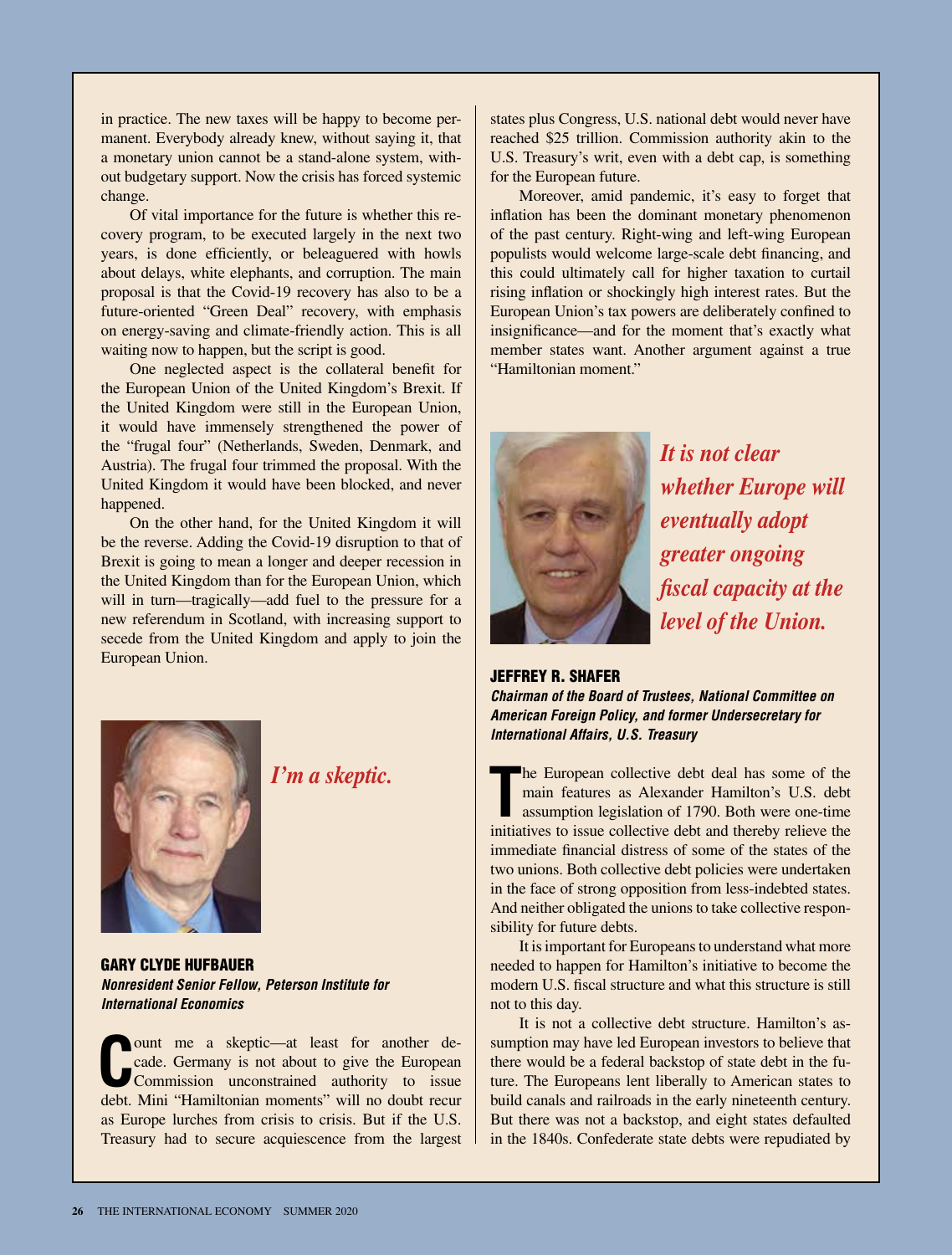in practice. The new taxes will be happy to become permanent. Everybody already knew, without saying it, that a monetary union cannot be a stand-alone system, without budgetary support. Now the crisis has forced systemic change.

Of vital importance for the future is whether this recovery program, to be executed largely in the next two years, is done efficiently, or beleaguered with howls about delays, white elephants, and corruption. The main proposal is that the Covid-19 recovery has also to be a future-oriented "Green Deal" recovery, with emphasis on energy-saving and climate-friendly action. This is all waiting now to happen, but the script is good.

One neglected aspect is the collateral benefit for the European Union of the United Kingdom's Brexit. If the United Kingdom were still in the European Union, it would have immensely strengthened the power of the "frugal four" (Netherlands, Sweden, Denmark, and Austria). The frugal four trimmed the proposal. With the United Kingdom it would have been blocked, and never happened.

On the other hand, for the United Kingdom it will be the reverse. Adding the Covid-19 disruption to that of Brexit is going to mean a longer and deeper recession in the United Kingdom than for the European Union, which will in turn—tragically—add fuel to the pressure for a new referendum in Scotland, with increasing support to secede from the United Kingdom and apply to join the European Union.

*I'm a skeptic.*

## GARY CLYDE HUFBAUER

***Nonresident Senior Fellow, Peterson Institute for International Economics***

Count me a skeptic—at least for another decade. Germany is not about to give the European Commission unconstrained authority to issue debt. Mini "Hamiltonian moments" will no doubt recur as Europe lurches from crisis to crisis. But if the U.S. Treasury had to secure acquiescence from the largest states plus Congress, U.S. national debt would never have reached \$25 trillion. Commission authority akin to the U.S. Treasury's writ, even with a debt cap, is something for the European future.

Moreover, amid pandemic, it's easy to forget that inflation has been the dominant monetary phenomenon of the past century. Right-wing and left-wing European populists would welcome large-scale debt financing, and this could ultimately call for higher taxation to curtail rising inflation or shockingly high interest rates. But the European Union's tax powers are deliberately confined to insignificance—and for the moment that's exactly what member states want. Another argument against a true "Hamiltonian moment."

*It is not clear whether Europe will eventually adopt greater ongoing fiscal capacity at the level of the Union.*

## JEFFREY R. SHAFER

***Chairman of the Board of Trustees, National Committee on American Foreign Policy, and former Undersecretary for International Affairs, U.S. Treasury***

The European collective debt deal has some of the main features as Alexander Hamilton's U.S. debt assumption legislation of 1790. Both were one-time initiatives to issue collective debt and thereby relieve the immediate financial distress of some of the states of the two unions. Both collective debt policies were undertaken in the face of strong opposition from less-indebted states. And neither obligated the unions to take collective responsibility for future debts.

It is important for Europeans to understand what more needed to happen for Hamilton's initiative to become the modern U.S. fiscal structure and what this structure is still not to this day.

It is not a collective debt structure. Hamilton's assumption may have led European investors to believe that there would be a federal backstop of state debt in the future. The Europeans lent liberally to American states to build canals and railroads in the early nineteenth century. But there was not a backstop, and eight states defaulted in the 1840s. Confederate state debts were repudiated by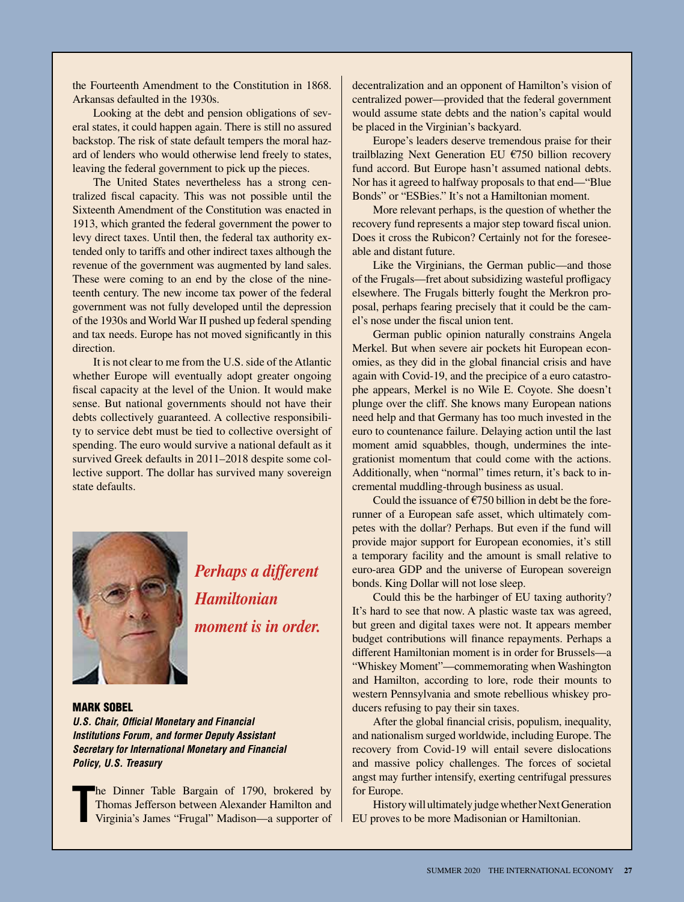the Fourteenth Amendment to the Constitution in 1868. Arkansas defaulted in the 1930s.

Looking at the debt and pension obligations of several states, it could happen again. There is still no assured backstop. The risk of state default tempers the moral hazard of lenders who would otherwise lend freely to states, leaving the federal government to pick up the pieces.

The United States nevertheless has a strong centralized fiscal capacity. This was not possible until the Sixteenth Amendment of the Constitution was enacted in 1913, which granted the federal government the power to levy direct taxes. Until then, the federal tax authority extended only to tariffs and other indirect taxes although the revenue of the government was augmented by land sales. These were coming to an end by the close of the nineteenth century. The new income tax power of the federal government was not fully developed until the depression of the 1930s and World War II pushed up federal spending and tax needs. Europe has not moved significantly in this direction.

It is not clear to me from the U.S. side of the Atlantic whether Europe will eventually adopt greater ongoing fiscal capacity at the level of the Union. It would make sense. But national governments should not have their debts collectively guaranteed. A collective responsibility to service debt must be tied to collective oversight of spending. The euro would survive a national default as it survived Greek defaults in 2011–2018 despite some collective support. The dollar has survived many sovereign state defaults.

*Perhaps a different Hamiltonian moment is in order.*

**MARK SOBEL**

***U.S. Chair, Official Monetary and Financial Institutions Forum, and former Deputy Assistant Secretary for International Monetary and Financial Policy, U.S. Treasury***

The Dinner Table Bargain of 1790, brokered by Thomas Jefferson between Alexander Hamilton and Virginia's James "Frugal" Madison—a supporter of decentralization and an opponent of Hamilton's vision of centralized power—provided that the federal government would assume state debts and the nation's capital would be placed in the Virginian's backyard.

Europe's leaders deserve tremendous praise for their trailblazing Next Generation EU €750 billion recovery fund accord. But Europe hasn't assumed national debts. Nor has it agreed to halfway proposals to that end—"Blue Bonds" or "ESBies." It's not a Hamiltonian moment.

More relevant perhaps, is the question of whether the recovery fund represents a major step toward fiscal union. Does it cross the Rubicon? Certainly not for the foreseeable and distant future.

Like the Virginians, the German public—and those of the Frugals—fret about subsidizing wasteful profligacy elsewhere. The Frugals bitterly fought the Merkron proposal, perhaps fearing precisely that it could be the camel's nose under the fiscal union tent.

German public opinion naturally constrains Angela Merkel. But when severe air pockets hit European economies, as they did in the global financial crisis and have again with Covid-19, and the precipice of a euro catastrophe appears, Merkel is no Wile E. Coyote. She doesn't plunge over the cliff. She knows many European nations need help and that Germany has too much invested in the euro to countenance failure. Delaying action until the last moment amid squabbles, though, undermines the integrationist momentum that could come with the actions. Additionally, when "normal" times return, it's back to incremental muddling-through business as usual.

Could the issuance of €750 billion in debt be the forerunner of a European safe asset, which ultimately competes with the dollar? Perhaps. But even if the fund will provide major support for European economies, it's still a temporary facility and the amount is small relative to euro-area GDP and the universe of European sovereign bonds. King Dollar will not lose sleep.

Could this be the harbinger of EU taxing authority? It's hard to see that now. A plastic waste tax was agreed, but green and digital taxes were not. It appears member budget contributions will finance repayments. Perhaps a different Hamiltonian moment is in order for Brussels—a "Whiskey Moment"—commemorating when Washington and Hamilton, according to lore, rode their mounts to western Pennsylvania and smote rebellious whiskey producers refusing to pay their sin taxes.

After the global financial crisis, populism, inequality, and nationalism surged worldwide, including Europe. The recovery from Covid-19 will entail severe dislocations and massive policy challenges. The forces of societal angst may further intensify, exerting centrifugal pressures for Europe.

History will ultimately judge whether Next Generation EU proves to be more Madisonian or Hamiltonian.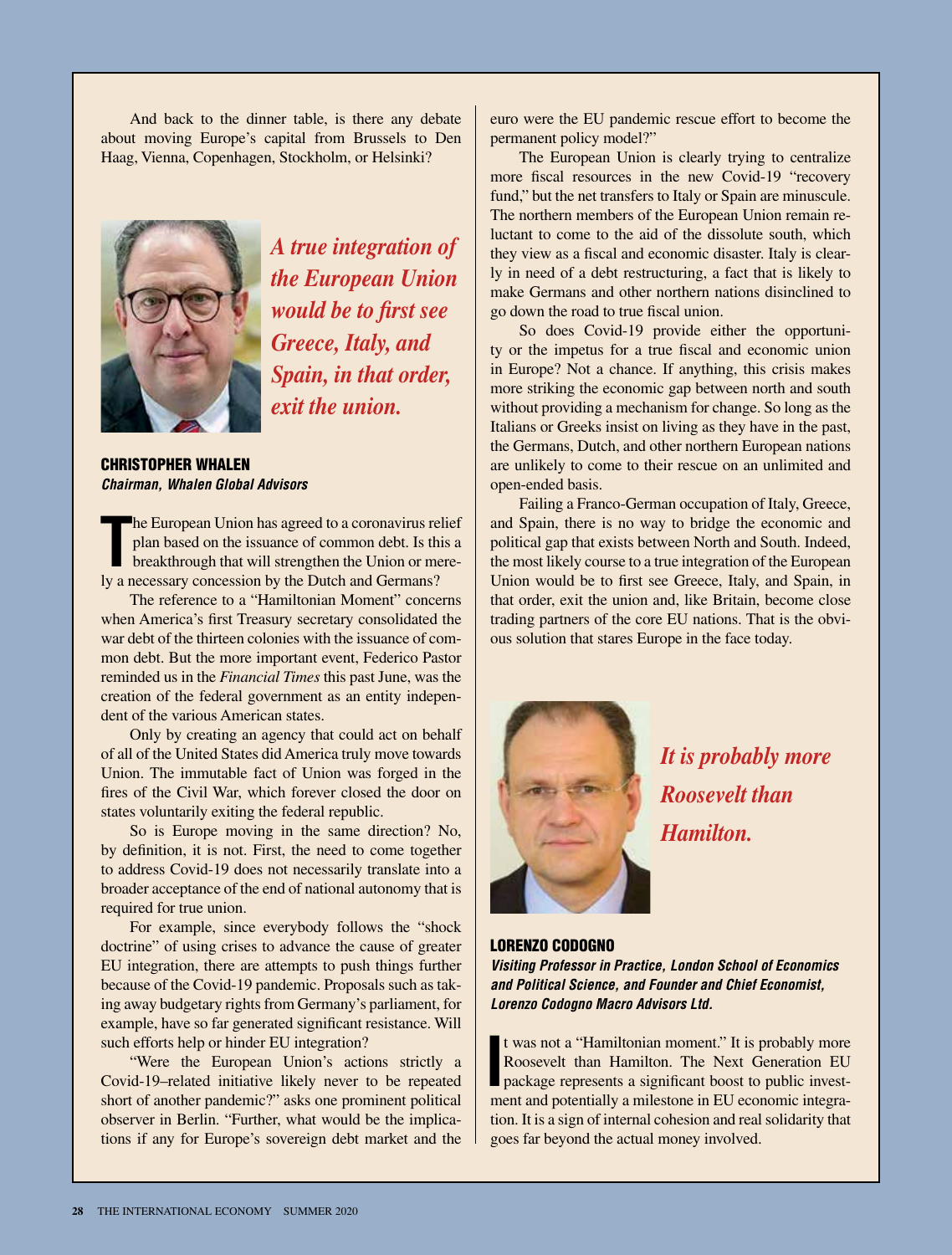And back to the dinner table, is there any debate about moving Europe's capital from Brussels to Den Haag, Vienna, Copenhagen, Stockholm, or Helsinki?

*A true integration of the European Union would be to first see Greece, Italy, and Spain, in that order, exit the union.*

**CHRISTOPHER WHALEN**
***Chairman, Whalen Global Advisors***

The European Union has agreed to a coronavirus relief plan based on the issuance of common debt. Is this a breakthrough that will strengthen the Union or merely a necessary concession by the Dutch and Germans?

The reference to a "Hamiltonian Moment" concerns when America's first Treasury secretary consolidated the war debt of the thirteen colonies with the issuance of common debt. But the more important event, Federico Pastor reminded us in the *Financial Times* this past June, was the creation of the federal government as an entity independent of the various American states.

Only by creating an agency that could act on behalf of all of the United States did America truly move towards Union. The immutable fact of Union was forged in the fires of the Civil War, which forever closed the door on states voluntarily exiting the federal republic.

So is Europe moving in the same direction? No, by definition, it is not. First, the need to come together to address Covid-19 does not necessarily translate into a broader acceptance of the end of national autonomy that is required for true union.

For example, since everybody follows the "shock doctrine" of using crises to advance the cause of greater EU integration, there are attempts to push things further because of the Covid-19 pandemic. Proposals such as taking away budgetary rights from Germany's parliament, for example, have so far generated significant resistance. Will such efforts help or hinder EU integration?

"Were the European Union's actions strictly a Covid-19–related initiative likely never to be repeated short of another pandemic?" asks one prominent political observer in Berlin. "Further, what would be the implications if any for Europe's sovereign debt market and the euro were the EU pandemic rescue effort to become the permanent policy model?"

The European Union is clearly trying to centralize more fiscal resources in the new Covid-19 "recovery fund," but the net transfers to Italy or Spain are minuscule. The northern members of the European Union remain reluctant to come to the aid of the dissolute south, which they view as a fiscal and economic disaster. Italy is clearly in need of a debt restructuring, a fact that is likely to make Germans and other northern nations disinclined to go down the road to true fiscal union.

So does Covid-19 provide either the opportunity or the impetus for a true fiscal and economic union in Europe? Not a chance. If anything, this crisis makes more striking the economic gap between north and south without providing a mechanism for change. So long as the Italians or Greeks insist on living as they have in the past, the Germans, Dutch, and other northern European nations are unlikely to come to their rescue on an unlimited and open-ended basis.

Failing a Franco-German occupation of Italy, Greece, and Spain, there is no way to bridge the economic and political gap that exists between North and South. Indeed, the most likely course to a true integration of the European Union would be to first see Greece, Italy, and Spain, in that order, exit the union and, like Britain, become close trading partners of the core EU nations. That is the obvious solution that stares Europe in the face today.

*It is probably more Roosevelt than Hamilton.*

**LORENZO CODOGNO**
***Visiting Professor in Practice, London School of Economics and Political Science, and Founder and Chief Economist, Lorenzo Codogno Macro Advisors Ltd.***

It was not a "Hamiltonian moment." It is probably more Roosevelt than Hamilton. The Next Generation EU package represents a significant boost to public investment and potentially a milestone in EU economic integration. It is a sign of internal cohesion and real solidarity that goes far beyond the actual money involved.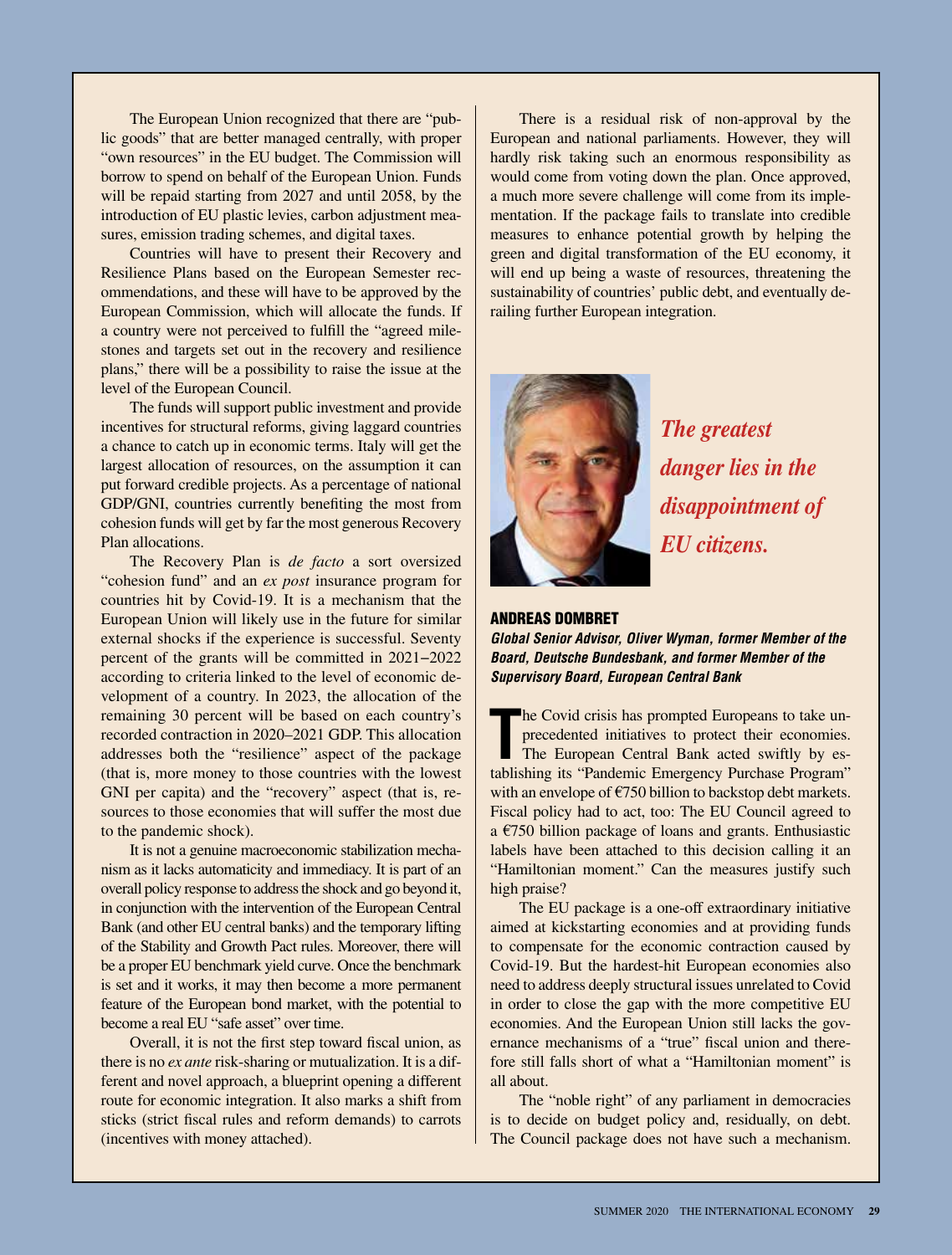The European Union recognized that there are "public goods" that are better managed centrally, with proper "own resources" in the EU budget. The Commission will borrow to spend on behalf of the European Union. Funds will be repaid starting from 2027 and until 2058, by the introduction of EU plastic levies, carbon adjustment measures, emission trading schemes, and digital taxes.

Countries will have to present their Recovery and Resilience Plans based on the European Semester recommendations, and these will have to be approved by the European Commission, which will allocate the funds. If a country were not perceived to fulfill the "agreed milestones and targets set out in the recovery and resilience plans," there will be a possibility to raise the issue at the level of the European Council.

The funds will support public investment and provide incentives for structural reforms, giving laggard countries a chance to catch up in economic terms. Italy will get the largest allocation of resources, on the assumption it can put forward credible projects. As a percentage of national GDP/GNI, countries currently benefiting the most from cohesion funds will get by far the most generous Recovery Plan allocations.

The Recovery Plan is *de facto* a sort oversized "cohesion fund" and an *ex post* insurance program for countries hit by Covid-19. It is a mechanism that the European Union will likely use in the future for similar external shocks if the experience is successful. Seventy percent of the grants will be committed in 2021–2022 according to criteria linked to the level of economic development of a country. In 2023, the allocation of the remaining 30 percent will be based on each country's recorded contraction in 2020–2021 GDP. This allocation addresses both the "resilience" aspect of the package (that is, more money to those countries with the lowest GNI per capita) and the "recovery" aspect (that is, resources to those economies that will suffer the most due to the pandemic shock).

It is not a genuine macroeconomic stabilization mechanism as it lacks automaticity and immediacy. It is part of an overall policy response to address the shock and go beyond it, in conjunction with the intervention of the European Central Bank (and other EU central banks) and the temporary lifting of the Stability and Growth Pact rules. Moreover, there will be a proper EU benchmark yield curve. Once the benchmark is set and it works, it may then become a more permanent feature of the European bond market, with the potential to become a real EU "safe asset" over time.

Overall, it is not the first step toward fiscal union, as there is no *ex ante* risk-sharing or mutualization. It is a different and novel approach, a blueprint opening a different route for economic integration. It also marks a shift from sticks (strict fiscal rules and reform demands) to carrots (incentives with money attached).

There is a residual risk of non-approval by the European and national parliaments. However, they will hardly risk taking such an enormous responsibility as would come from voting down the plan. Once approved, a much more severe challenge will come from its implementation. If the package fails to translate into credible measures to enhance potential growth by helping the green and digital transformation of the EU economy, it will end up being a waste of resources, threatening the sustainability of countries' public debt, and eventually derailing further European integration.

***The greatest danger lies in the disappointment of EU citizens.***

**ANDREAS DOMBRET**

***Global Senior Advisor, Oliver Wyman, former Member of the Board, Deutsche Bundesbank, and former Member of the Supervisory Board, European Central Bank***

The Covid crisis has prompted Europeans to take unprecedented initiatives to protect their economies. The European Central Bank acted swiftly by establishing its "Pandemic Emergency Purchase Program" with an envelope of €750 billion to backstop debt markets. Fiscal policy had to act, too: The EU Council agreed to a €750 billion package of loans and grants. Enthusiastic labels have been attached to this decision calling it an "Hamiltonian moment." Can the measures justify such high praise?

The EU package is a one-off extraordinary initiative aimed at kickstarting economies and at providing funds to compensate for the economic contraction caused by Covid-19. But the hardest-hit European economies also need to address deeply structural issues unrelated to Covid in order to close the gap with the more competitive EU economies. And the European Union still lacks the governance mechanisms of a "true" fiscal union and therefore still falls short of what a "Hamiltonian moment" is all about.

The "noble right" of any parliament in democracies is to decide on budget policy and, residually, on debt. The Council package does not have such a mechanism.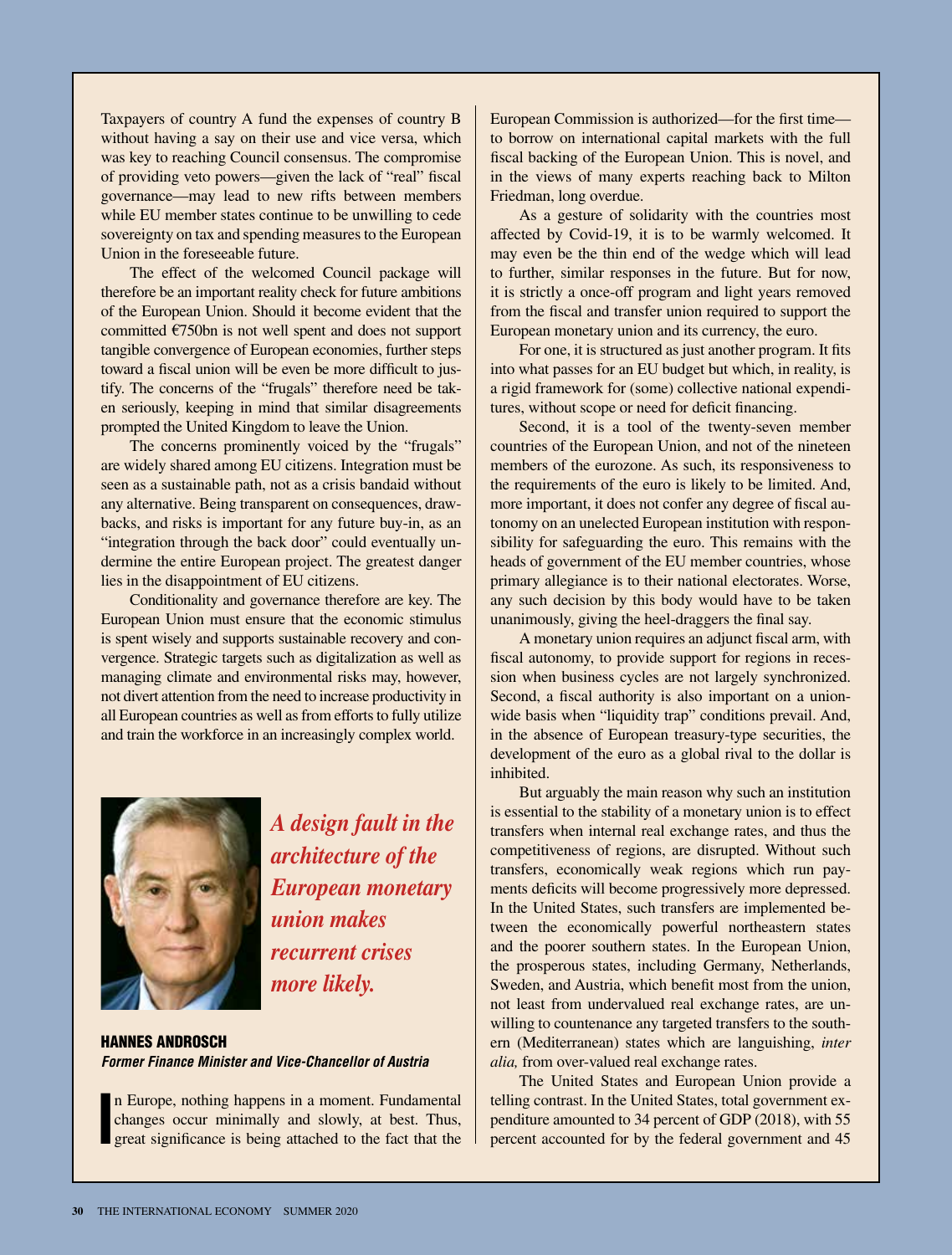Taxpayers of country A fund the expenses of country B without having a say on their use and vice versa, which was key to reaching Council consensus. The compromise of providing veto powers—given the lack of "real" fiscal governance—may lead to new rifts between members while EU member states continue to be unwilling to cede sovereignty on tax and spending measures to the European Union in the foreseeable future.

The effect of the welcomed Council package will therefore be an important reality check for future ambitions of the European Union. Should it become evident that the committed €750bn is not well spent and does not support tangible convergence of European economies, further steps toward a fiscal union will be even be more difficult to justify. The concerns of the "frugals" therefore need be taken seriously, keeping in mind that similar disagreements prompted the United Kingdom to leave the Union.

The concerns prominently voiced by the "frugals" are widely shared among EU citizens. Integration must be seen as a sustainable path, not as a crisis bandaid without any alternative. Being transparent on consequences, drawbacks, and risks is important for any future buy-in, as an "integration through the back door" could eventually undermine the entire European project. The greatest danger lies in the disappointment of EU citizens.

Conditionality and governance therefore are key. The European Union must ensure that the economic stimulus is spent wisely and supports sustainable recovery and convergence. Strategic targets such as digitalization as well as managing climate and environmental risks may, however, not divert attention from the need to increase productivity in all European countries as well as from efforts to fully utilize and train the workforce in an increasingly complex world.

***A design fault in the architecture of the European monetary union makes recurrent crises more likely.***

**HANNES ANDROSCH**
***Former Finance Minister and Vice-Chancellor of Austria***

In Europe, nothing happens in a moment. Fundamental changes occur minimally and slowly, at best. Thus, great significance is being attached to the fact that the European Commission is authorized—for the first time—to borrow on international capital markets with the full fiscal backing of the European Union. This is novel, and in the views of many experts reaching back to Milton Friedman, long overdue.

As a gesture of solidarity with the countries most affected by Covid-19, it is to be warmly welcomed. It may even be the thin end of the wedge which will lead to further, similar responses in the future. But for now, it is strictly a once-off program and light years removed from the fiscal and transfer union required to support the European monetary union and its currency, the euro.

For one, it is structured as just another program. It fits into what passes for an EU budget but which, in reality, is a rigid framework for (some) collective national expenditures, without scope or need for deficit financing.

Second, it is a tool of the twenty-seven member countries of the European Union, and not of the nineteen members of the eurozone. As such, its responsiveness to the requirements of the euro is likely to be limited. And, more important, it does not confer any degree of fiscal autonomy on an unelected European institution with responsibility for safeguarding the euro. This remains with the heads of government of the EU member countries, whose primary allegiance is to their national electorates. Worse, any such decision by this body would have to be taken unanimously, giving the heel-draggers the final say.

A monetary union requires an adjunct fiscal arm, with fiscal autonomy, to provide support for regions in recession when business cycles are not largely synchronized. Second, a fiscal authority is also important on a union-wide basis when "liquidity trap" conditions prevail. And, in the absence of European treasury-type securities, the development of the euro as a global rival to the dollar is inhibited.

But arguably the main reason why such an institution is essential to the stability of a monetary union is to effect transfers when internal real exchange rates, and thus the competitiveness of regions, are disrupted. Without such transfers, economically weak regions which run payments deficits will become progressively more depressed. In the United States, such transfers are implemented between the economically powerful northeastern states and the poorer southern states. In the European Union, the prosperous states, including Germany, Netherlands, Sweden, and Austria, which benefit most from the union, not least from undervalued real exchange rates, are unwilling to countenance any targeted transfers to the southern (Mediterranean) states which are languishing, *inter alia,* from over-valued real exchange rates.

The United States and European Union provide a telling contrast. In the United States, total government expenditure amounted to 34 percent of GDP (2018), with 55 percent accounted for by the federal government and 45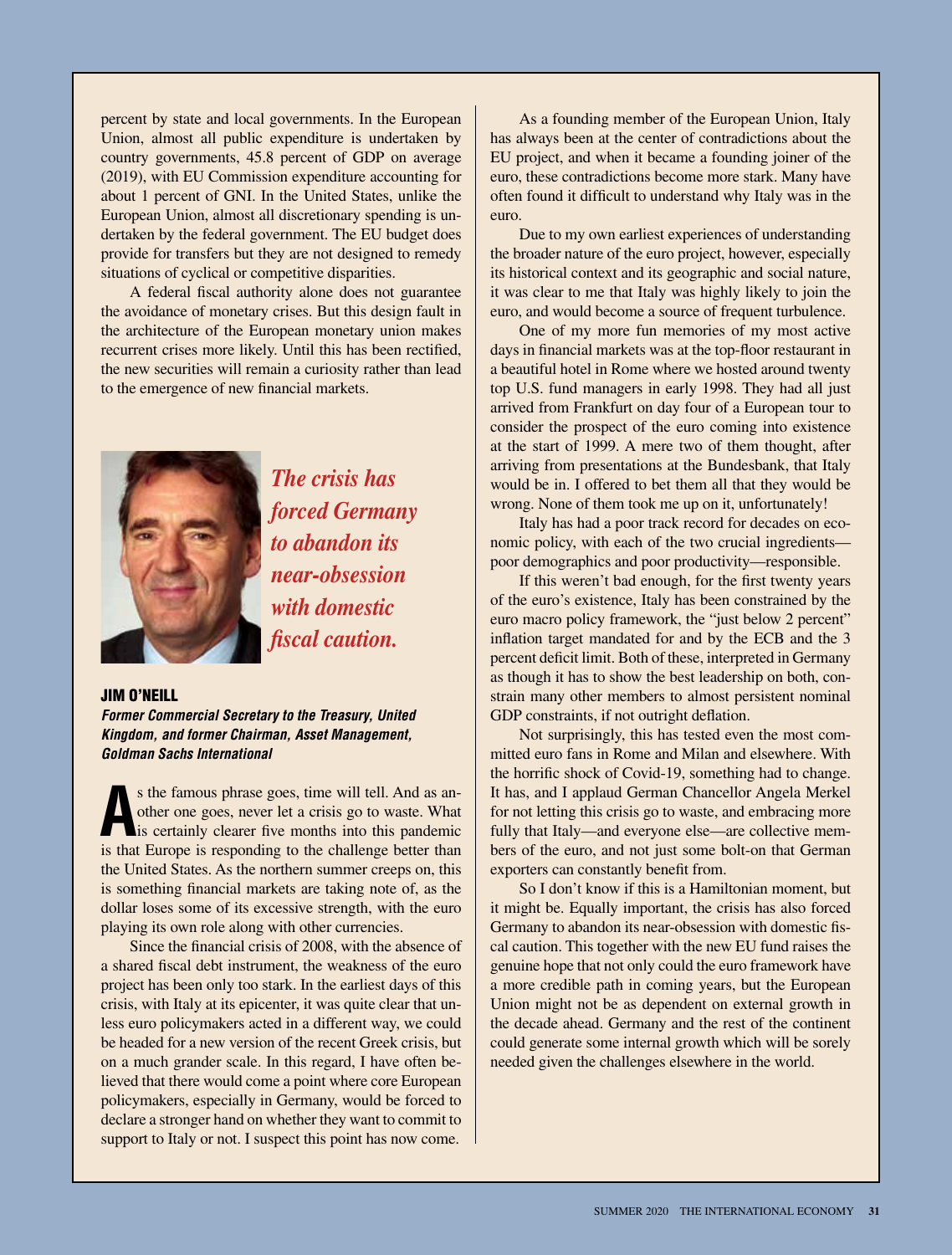percent by state and local governments. In the European Union, almost all public expenditure is undertaken by country governments, 45.8 percent of GDP on average (2019), with EU Commission expenditure accounting for about 1 percent of GNI. In the United States, unlike the European Union, almost all discretionary spending is undertaken by the federal government. The EU budget does provide for transfers but they are not designed to remedy situations of cyclical or competitive disparities.

A federal fiscal authority alone does not guarantee the avoidance of monetary crises. But this design fault in the architecture of the European monetary union makes recurrent crises more likely. Until this has been rectified, the new securities will remain a curiosity rather than lead to the emergence of new financial markets.

*The crisis has forced Germany to abandon its near-obsession with domestic fiscal caution.*

**JIM O'NEILL**

***Former Commercial Secretary to the Treasury, United Kingdom, and former Chairman, Asset Management, Goldman Sachs International***

As the famous phrase goes, time will tell. And as another one goes, never let a crisis go to waste. What is certainly clearer five months into this pandemic is that Europe is responding to the challenge better than the United States. As the northern summer creeps on, this is something financial markets are taking note of, as the dollar loses some of its excessive strength, with the euro playing its own role along with other currencies.

Since the financial crisis of 2008, with the absence of a shared fiscal debt instrument, the weakness of the euro project has been only too stark. In the earliest days of this crisis, with Italy at its epicenter, it was quite clear that unless euro policymakers acted in a different way, we could be headed for a new version of the recent Greek crisis, but on a much grander scale. In this regard, I have often believed that there would come a point where core European policymakers, especially in Germany, would be forced to declare a stronger hand on whether they want to commit to support to Italy or not. I suspect this point has now come.

As a founding member of the European Union, Italy has always been at the center of contradictions about the EU project, and when it became a founding joiner of the euro, these contradictions become more stark. Many have often found it difficult to understand why Italy was in the euro.

Due to my own earliest experiences of understanding the broader nature of the euro project, however, especially its historical context and its geographic and social nature, it was clear to me that Italy was highly likely to join the euro, and would become a source of frequent turbulence.

One of my more fun memories of my most active days in financial markets was at the top-floor restaurant in a beautiful hotel in Rome where we hosted around twenty top U.S. fund managers in early 1998. They had all just arrived from Frankfurt on day four of a European tour to consider the prospect of the euro coming into existence at the start of 1999. A mere two of them thought, after arriving from presentations at the Bundesbank, that Italy would be in. I offered to bet them all that they would be wrong. None of them took me up on it, unfortunately!

Italy has had a poor track record for decades on economic policy, with each of the two crucial ingredients—poor demographics and poor productivity—responsible.

If this weren't bad enough, for the first twenty years of the euro's existence, Italy has been constrained by the euro macro policy framework, the "just below 2 percent" inflation target mandated for and by the ECB and the 3 percent deficit limit. Both of these, interpreted in Germany as though it has to show the best leadership on both, constrain many other members to almost persistent nominal GDP constraints, if not outright deflation.

Not surprisingly, this has tested even the most committed euro fans in Rome and Milan and elsewhere. With the horrific shock of Covid-19, something had to change. It has, and I applaud German Chancellor Angela Merkel for not letting this crisis go to waste, and embracing more fully that Italy—and everyone else—are collective members of the euro, and not just some bolt-on that German exporters can constantly benefit from.

So I don't know if this is a Hamiltonian moment, but it might be. Equally important, the crisis has also forced Germany to abandon its near-obsession with domestic fiscal caution. This together with the new EU fund raises the genuine hope that not only could the euro framework have a more credible path in coming years, but the European Union might not be as dependent on external growth in the decade ahead. Germany and the rest of the continent could generate some internal growth which will be sorely needed given the challenges elsewhere in the world.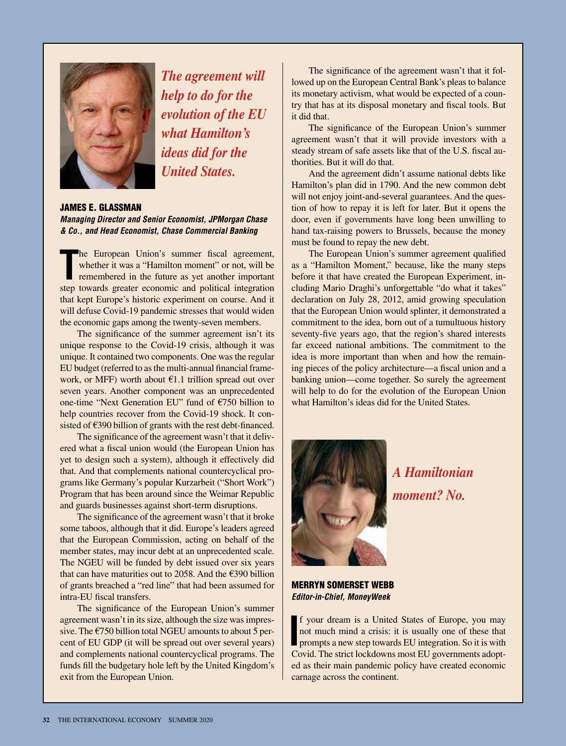*The agreement will help to do for the evolution of the EU what Hamilton's ideas did for the United States.*

## JAMES E. GLASSMAN

***Managing Director and Senior Economist, JPMorgan Chase & Co., and Head Economist, Chase Commercial Banking***

The European Union's summer fiscal agreement, whether it was a "Hamilton moment" or not, will be remembered in the future as yet another important step towards greater economic and political integration that kept Europe's historic experiment on course. And it will defuse Covid-19 pandemic stresses that would widen the economic gaps among the twenty-seven members.

The significance of the summer agreement isn't its unique response to the Covid-19 crisis, although it was unique. It contained two components. One was the regular EU budget (referred to as the multi-annual financial framework, or MFF) worth about €1.1 trillion spread out over seven years. Another component was an unprecedented one-time "Next Generation EU" fund of €750 billion to help countries recover from the Covid-19 shock. It consisted of €390 billion of grants with the rest debt-financed.

The significance of the agreement wasn't that it delivered what a fiscal union would (the European Union has yet to design such a system), although it effectively did that. And that complements national countercyclical programs like Germany's popular Kurzarbeit ("Short Work") Program that has been around since the Weimar Republic and guards businesses against short-term disruptions.

The significance of the agreement wasn't that it broke some taboos, although that it did. Europe's leaders agreed that the European Commission, acting on behalf of the member states, may incur debt at an unprecedented scale. The NGEU will be funded by debt issued over six years that can have maturities out to 2058. And the €390 billion of grants breached a "red line" that had been assumed for intra-EU fiscal transfers.

The significance of the European Union's summer agreement wasn't in its size, although the size was impressive. The €750 billion total NGEU amounts to about 5 percent of EU GDP (it will be spread out over several years) and complements national countercyclical programs. The funds fill the budgetary hole left by the United Kingdom's exit from the European Union.

The significance of the agreement wasn't that it followed up on the European Central Bank's pleas to balance its monetary activism, what would be expected of a country that has at its disposal monetary and fiscal tools. But it did that.

The significance of the European Union's summer agreement wasn't that it will provide investors with a steady stream of safe assets like that of the U.S. fiscal authorities. But it will do that.

And the agreement didn't assume national debts like Hamilton's plan did in 1790. And the new common debt will not enjoy joint-and-several guarantees. And the question of how to repay it is left for later. But it opens the door, even if governments have long been unwilling to hand tax-raising powers to Brussels, because the money must be found to repay the new debt.

The European Union's summer agreement qualified as a "Hamilton Moment," because, like the many steps before it that have created the European Experiment, including Mario Draghi's unforgettable "do what it takes" declaration on July 28, 2012, amid growing speculation that the European Union would splinter, it demonstrated a commitment to the idea, born out of a tumultuous history seventy-five years ago, that the region's shared interests far exceed national ambitions. The commitment to the idea is more important than when and how the remaining pieces of the policy architecture—a fiscal union and a banking union—come together. So surely the agreement will help to do for the evolution of the European Union what Hamilton's ideas did for the United States.

*A Hamiltonian moment? No.*

## MERRYN SOMERSET WEBB

***Editor-in-Chief, MoneyWeek***

If your dream is a United States of Europe, you may not much mind a crisis: it is usually one of these that prompts a new step towards EU integration. So it is with Covid. The strict lockdowns most EU governments adopted as their main pandemic policy have created economic carnage across the continent.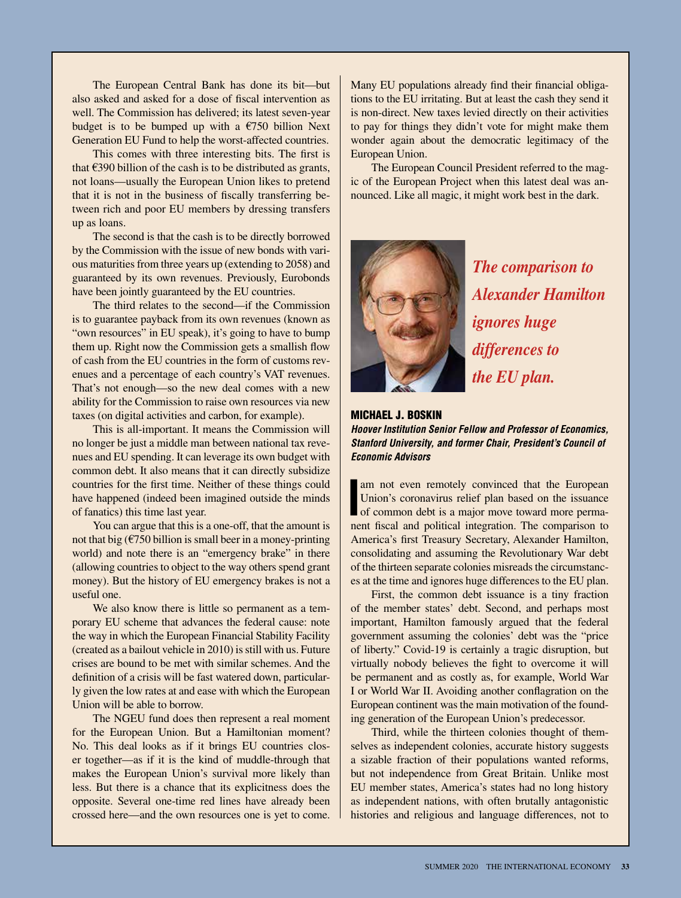The European Central Bank has done its bit—but also asked and asked for a dose of fiscal intervention as well. The Commission has delivered; its latest seven-year budget is to be bumped up with a €750 billion Next Generation EU Fund to help the worst-affected countries.

This comes with three interesting bits. The first is that €390 billion of the cash is to be distributed as grants, not loans—usually the European Union likes to pretend that it is not in the business of fiscally transferring between rich and poor EU members by dressing transfers up as loans.

The second is that the cash is to be directly borrowed by the Commission with the issue of new bonds with various maturities from three years up (extending to 2058) and guaranteed by its own revenues. Previously, Eurobonds have been jointly guaranteed by the EU countries.

The third relates to the second—if the Commission is to guarantee payback from its own revenues (known as "own resources" in EU speak), it's going to have to bump them up. Right now the Commission gets a smallish flow of cash from the EU countries in the form of customs revenues and a percentage of each country's VAT revenues. That's not enough—so the new deal comes with a new ability for the Commission to raise own resources via new taxes (on digital activities and carbon, for example).

This is all-important. It means the Commission will no longer be just a middle man between national tax revenues and EU spending. It can leverage its own budget with common debt. It also means that it can directly subsidize countries for the first time. Neither of these things could have happened (indeed been imagined outside the minds of fanatics) this time last year.

You can argue that this is a one-off, that the amount is not that big (€750 billion is small beer in a money-printing world) and note there is an "emergency brake" in there (allowing countries to object to the way others spend grant money). But the history of EU emergency brakes is not a useful one.

We also know there is little so permanent as a temporary EU scheme that advances the federal cause: note the way in which the European Financial Stability Facility (created as a bailout vehicle in 2010) is still with us. Future crises are bound to be met with similar schemes. And the definition of a crisis will be fast watered down, particularly given the low rates at and ease with which the European Union will be able to borrow.

The NGEU fund does then represent a real moment for the European Union. But a Hamiltonian moment? No. This deal looks as if it brings EU countries closer together—as if it is the kind of muddle-through that makes the European Union's survival more likely than less. But there is a chance that its explicitness does the opposite. Several one-time red lines have already been crossed here—and the own resources one is yet to come. Many EU populations already find their financial obligations to the EU irritating. But at least the cash they send it is non-direct. New taxes levied directly on their activities to pay for things they didn't vote for might make them wonder again about the democratic legitimacy of the European Union.

The European Council President referred to the magic of the European Project when this latest deal was announced. Like all magic, it might work best in the dark.

***The comparison to Alexander Hamilton ignores huge differences to the EU plan.***

## MICHAEL J. BOSKIN

***Hoover Institution Senior Fellow and Professor of Economics, Stanford University, and former Chair, President's Council of Economic Advisors***

I am not even remotely convinced that the European Union's coronavirus relief plan based on the issuance of common debt is a major move toward more permanent fiscal and political integration. The comparison to America's first Treasury Secretary, Alexander Hamilton, consolidating and assuming the Revolutionary War debt of the thirteen separate colonies misreads the circumstances at the time and ignores huge differences to the EU plan.

First, the common debt issuance is a tiny fraction of the member states' debt. Second, and perhaps most important, Hamilton famously argued that the federal government assuming the colonies' debt was the "price of liberty." Covid-19 is certainly a tragic disruption, but virtually nobody believes the fight to overcome it will be permanent and as costly as, for example, World War I or World War II. Avoiding another conflagration on the European continent was the main motivation of the founding generation of the European Union's predecessor.

Third, while the thirteen colonies thought of themselves as independent colonies, accurate history suggests a sizable fraction of their populations wanted reforms, but not independence from Great Britain. Unlike most EU member states, America's states had no long history as independent nations, with often brutally antagonistic histories and religious and language differences, not to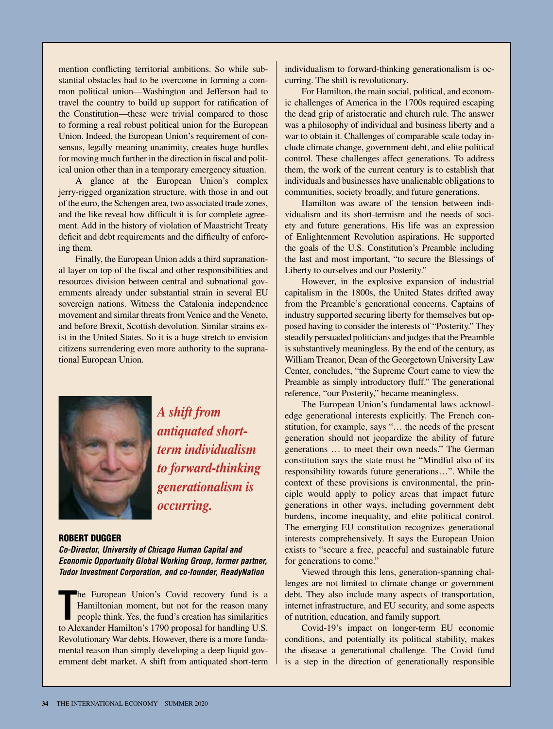mention conflicting territorial ambitions. So while substantial obstacles had to be overcome in forming a common political union—Washington and Jefferson had to travel the country to build up support for ratification of the Constitution—these were trivial compared to those to forming a real robust political union for the European Union. Indeed, the European Union's requirement of consensus, legally meaning unanimity, creates huge hurdles for moving much further in the direction in fiscal and political union other than in a temporary emergency situation.

A glance at the European Union's complex jerry-rigged organization structure, with those in and out of the euro, the Schengen area, two associated trade zones, and the like reveal how difficult it is for complete agreement. Add in the history of violation of Maastricht Treaty deficit and debt requirements and the difficulty of enforcing them.

Finally, the European Union adds a third supranational layer on top of the fiscal and other responsibilities and resources division between central and subnational governments already under substantial strain in several EU sovereign nations. Witness the Catalonia independence movement and similar threats from Venice and the Veneto, and before Brexit, Scottish devolution. Similar strains exist in the United States. So it is a huge stretch to envision citizens surrendering even more authority to the supranational European Union.

***A shift from antiquated short-term individualism to forward-thinking generationalism is occurring.***

**ROBERT DUGGER**

***Co-Director, University of Chicago Human Capital and Economic Opportunity Global Working Group, former partner, Tudor Investment Corporation, and co-founder, ReadyNation***

The European Union's Covid recovery fund is a Hamiltonian moment, but not for the reason many people think. Yes, the fund's creation has similarities to Alexander Hamilton's 1790 proposal for handling U.S. Revolutionary War debts. However, there is a more fundamental reason than simply developing a deep liquid government debt market. A shift from antiquated short-term individualism to forward-thinking generationalism is occurring. The shift is revolutionary.

For Hamilton, the main social, political, and economic challenges of America in the 1700s required escaping the dead grip of aristocratic and church rule. The answer was a philosophy of individual and business liberty and a war to obtain it. Challenges of comparable scale today include climate change, government debt, and elite political control. These challenges affect generations. To address them, the work of the current century is to establish that individuals and businesses have unalienable obligations to communities, society broadly, and future generations.

Hamilton was aware of the tension between individualism and its short-termism and the needs of society and future generations. His life was an expression of Enlightenment Revolution aspirations. He supported the goals of the U.S. Constitution's Preamble including the last and most important, "to secure the Blessings of Liberty to ourselves and our Posterity."

However, in the explosive expansion of industrial capitalism in the 1800s, the United States drifted away from the Preamble's generational concerns. Captains of industry supported securing liberty for themselves but opposed having to consider the interests of "Posterity." They steadily persuaded politicians and judges that the Preamble is substantively meaningless. By the end of the century, as William Treanor, Dean of the Georgetown University Law Center, concludes, "the Supreme Court came to view the Preamble as simply introductory fluff." The generational reference, "our Posterity," became meaningless.

The European Union's fundamental laws acknowledge generational interests explicitly. The French constitution, for example, says "… the needs of the present generation should not jeopardize the ability of future generations … to meet their own needs." The German constitution says the state must be "Mindful also of its responsibility towards future generations…". While the context of these provisions is environmental, the principle would apply to policy areas that impact future generations in other ways, including government debt burdens, income inequality, and elite political control. The emerging EU constitution recognizes generational interests comprehensively. It says the European Union exists to "secure a free, peaceful and sustainable future for generations to come."

Viewed through this lens, generation-spanning challenges are not limited to climate change or government debt. They also include many aspects of transportation, internet infrastructure, and EU security, and some aspects of nutrition, education, and family support.

Covid-19's impact on longer-term EU economic conditions, and potentially its political stability, makes the disease a generational challenge. The Covid fund is a step in the direction of generationally responsible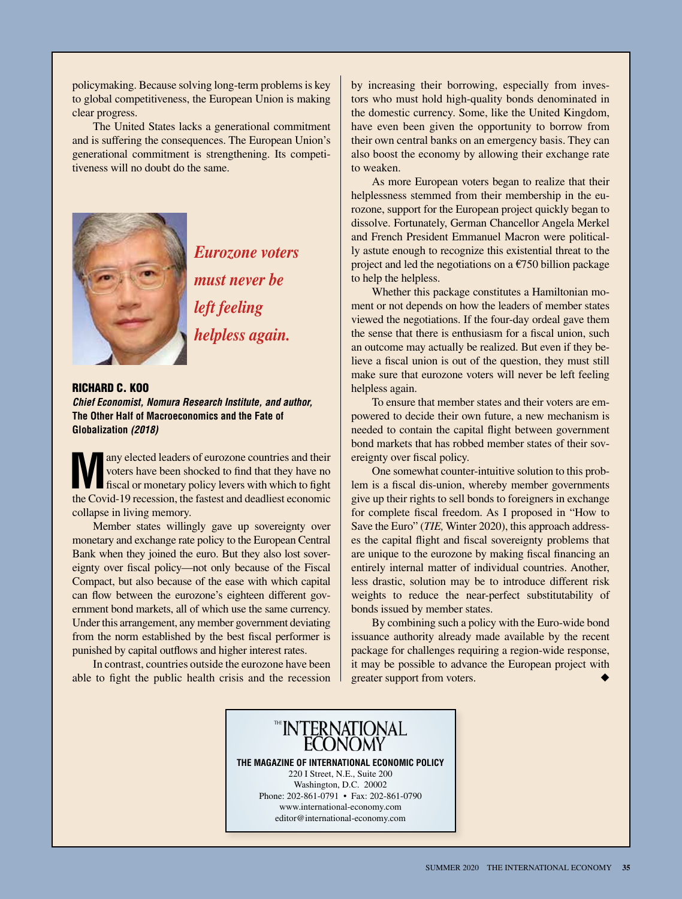policymaking. Because solving long-term problems is key to global competitiveness, the European Union is making clear progress.

The United States lacks a generational commitment and is suffering the consequences. The European Union's generational commitment is strengthening. Its competitiveness will no doubt do the same.

***Eurozone voters must never be left feeling helpless again.***

**RICHARD C. KOO**
***Chief Economist, Nomura Research Institute, and author,*** **The Other Half of Macroeconomics and the Fate of Globalization** ***(2018)***

Many elected leaders of eurozone countries and their voters have been shocked to find that they have no fiscal or monetary policy levers with which to fight the Covid-19 recession, the fastest and deadliest economic collapse in living memory.

Member states willingly gave up sovereignty over monetary and exchange rate policy to the European Central Bank when they joined the euro. But they also lost sovereignty over fiscal policy—not only because of the Fiscal Compact, but also because of the ease with which capital can flow between the eurozone's eighteen different government bond markets, all of which use the same currency. Under this arrangement, any member government deviating from the norm established by the best fiscal performer is punished by capital outflows and higher interest rates.

In contrast, countries outside the eurozone have been able to fight the public health crisis and the recession by increasing their borrowing, especially from investors who must hold high-quality bonds denominated in the domestic currency. Some, like the United Kingdom, have even been given the opportunity to borrow from their own central banks on an emergency basis. They can also boost the economy by allowing their exchange rate to weaken.

As more European voters began to realize that their helplessness stemmed from their membership in the eurozone, support for the European project quickly began to dissolve. Fortunately, German Chancellor Angela Merkel and French President Emmanuel Macron were politically astute enough to recognize this existential threat to the project and led the negotiations on a €750 billion package to help the helpless.

Whether this package constitutes a Hamiltonian moment or not depends on how the leaders of member states viewed the negotiations. If the four-day ordeal gave them the sense that there is enthusiasm for a fiscal union, such an outcome may actually be realized. But even if they believe a fiscal union is out of the question, they must still make sure that eurozone voters will never be left feeling helpless again.

To ensure that member states and their voters are empowered to decide their own future, a new mechanism is needed to contain the capital flight between government bond markets that has robbed member states of their sovereignty over fiscal policy.

One somewhat counter-intuitive solution to this problem is a fiscal dis-union, whereby member governments give up their rights to sell bonds to foreigners in exchange for complete fiscal freedom. As I proposed in "How to Save the Euro" (*TIE,* Winter 2020), this approach addresses the capital flight and fiscal sovereignty problems that are unique to the eurozone by making fiscal financing an entirely internal matter of individual countries. Another, less drastic, solution may be to introduce different risk weights to reduce the near-perfect substitutability of bonds issued by member states.

By combining such a policy with the Euro-wide bond issuance authority already made available by the recent package for challenges requiring a region-wide response, it may be possible to advance the European project with greater support from voters. ◆

THE INTERNATIONAL ECONOMY
**THE MAGAZINE OF INTERNATIONAL ECONOMIC POLICY**
220 I Street, N.E., Suite 200
Washington, D.C. 20002
Phone: 202-861-0791 • Fax: 202-861-0790
www.international-economy.com
editor@international-economy.com